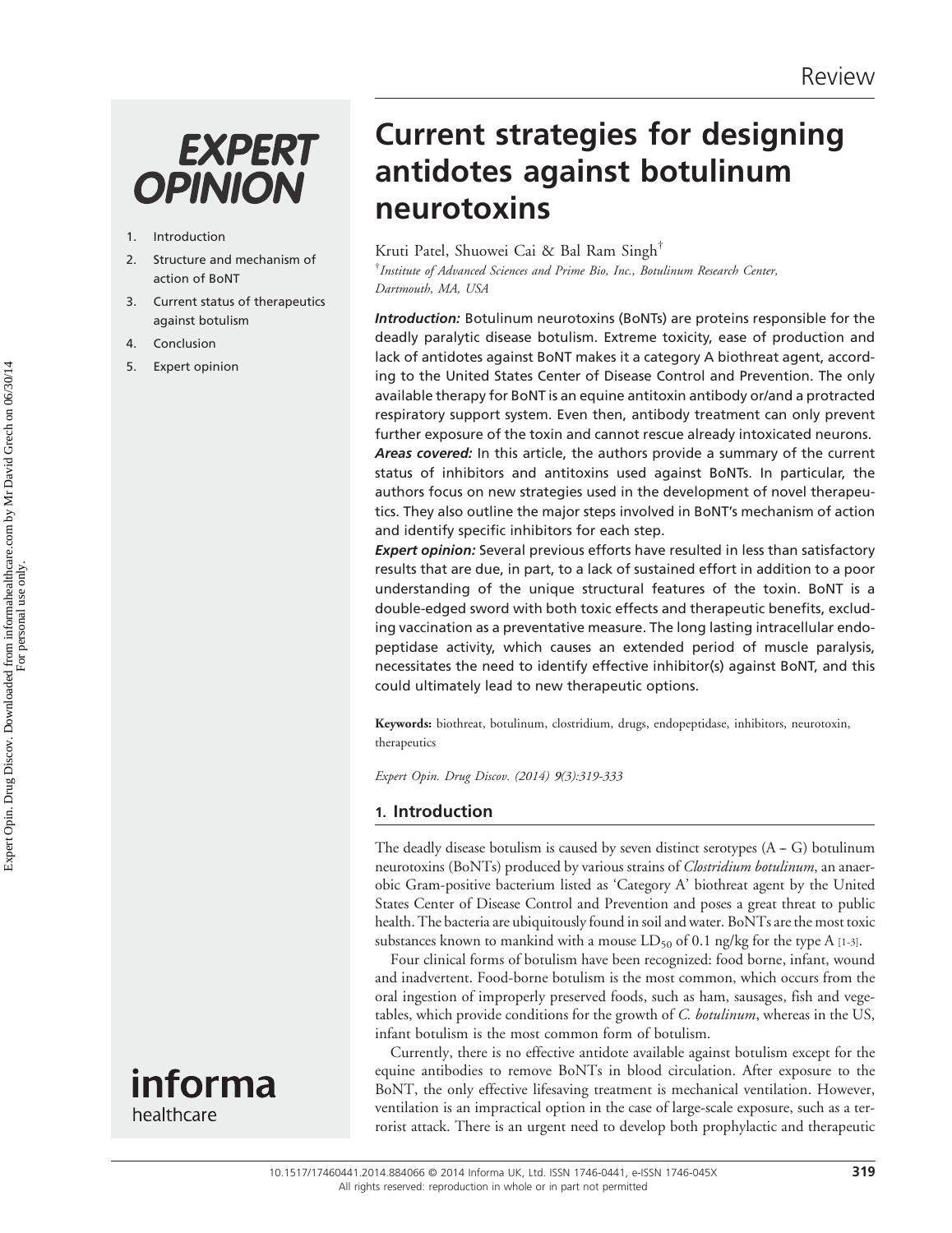Review

# Current strategies for designing antidotes against botulinum neurotoxins

Kruti Patel, Shuowei Cai & Bal Ram Singh[†]

[†]*Institute of Advanced Sciences and Prime Bio, Inc., Botulinum Research Center, Dartmouth, MA, USA*

1. Introduction
2. Structure and mechanism of action of BoNT
3. Current status of therapeutics against botulism
4. Conclusion
5. Expert opinion

***Introduction:*** Botulinum neurotoxins (BoNTs) are proteins responsible for the deadly paralytic disease botulism. Extreme toxicity, ease of production and lack of antidotes against BoNT makes it a category A biothreat agent, according to the United States Center of Disease Control and Prevention. The only available therapy for BoNT is an equine antitoxin antibody or/and a protracted respiratory support system. Even then, antibody treatment can only prevent further exposure of the toxin and cannot rescue already intoxicated neurons.

***Areas covered:*** In this article, the authors provide a summary of the current status of inhibitors and antitoxins used against BoNTs. In particular, the authors focus on new strategies used in the development of novel therapeutics. They also outline the major steps involved in BoNT's mechanism of action and identify specific inhibitors for each step.

***Expert opinion:*** Several previous efforts have resulted in less than satisfactory results that are due, in part, to a lack of sustained effort in addition to a poor understanding of the unique structural features of the toxin. BoNT is a double-edged sword with both toxic effects and therapeutic benefits, excluding vaccination as a preventative measure. The long lasting intracellular endopeptidase activity, which causes an extended period of muscle paralysis, necessitates the need to identify effective inhibitor(s) against BoNT, and this could ultimately lead to new therapeutic options.

**Keywords:** biothreat, botulinum, clostridium, drugs, endopeptidase, inhibitors, neurotoxin, therapeutics

*Expert Opin. Drug Discov. (2014) 9(3):319-333*

## 1. Introduction

The deadly disease botulism is caused by seven distinct serotypes (A – G) botulinum neurotoxins (BoNTs) produced by various strains of *Clostridium botulinum*, an anaerobic Gram-positive bacterium listed as 'Category A' biothreat agent by the United States Center of Disease Control and Prevention and poses a great threat to public health. The bacteria are ubiquitously found in soil and water. BoNTs are the most toxic substances known to mankind with a mouse $LD_{50}$ of 0.1 ng/kg for the type A [1-3].

Four clinical forms of botulism have been recognized: food borne, infant, wound and inadvertent. Food-borne botulism is the most common, which occurs from the oral ingestion of improperly preserved foods, such as ham, sausages, fish and vegetables, which provide conditions for the growth of *C. botulinum*, whereas in the US, infant botulism is the most common form of botulism.

Currently, there is no effective antidote available against botulism except for the equine antibodies to remove BoNTs in blood circulation. After exposure to the BoNT, the only effective lifesaving treatment is mechanical ventilation. However, ventilation is an impractical option in the case of large-scale exposure, such as a terrorist attack. There is an urgent need to develop both prophylactic and therapeutic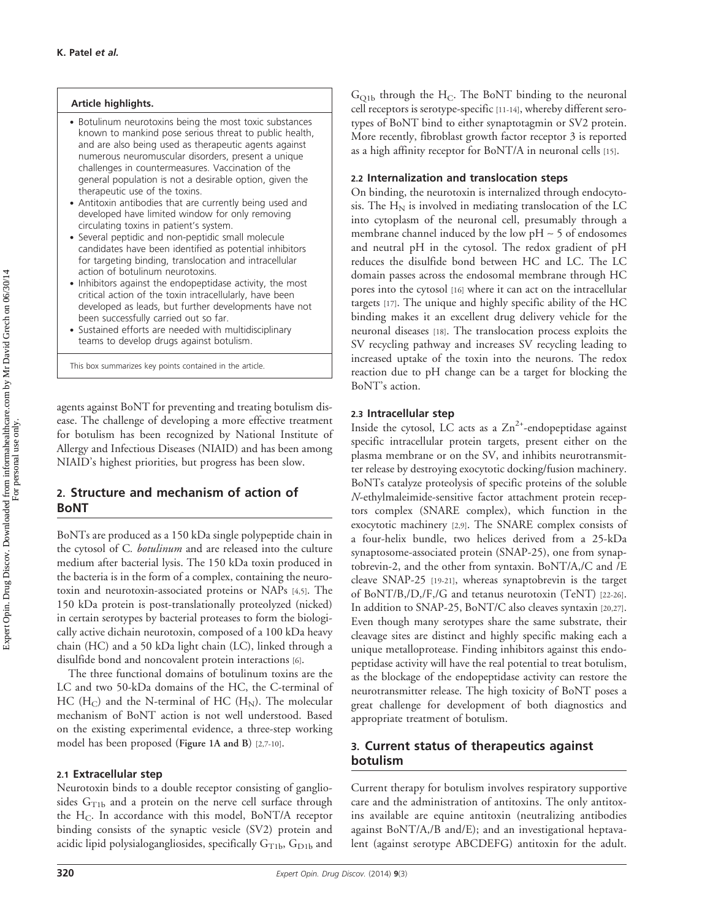**Article highlights.**

- Botulinum neurotoxins being the most toxic substances known to mankind pose serious threat to public health, and are also being used as therapeutic agents against numerous neuromuscular disorders, present a unique challenges in countermeasures. Vaccination of the general population is not a desirable option, given the therapeutic use of the toxins.
- Antitoxin antibodies that are currently being used and developed have limited window for only removing circulating toxins in patient's system.
- Several peptidic and non-peptidic small molecule candidates have been identified as potential inhibitors for targeting binding, translocation and intracellular action of botulinum neurotoxins.
- Inhibitors against the endopeptidase activity, the most critical action of the toxin intracellularly, have been developed as leads, but further developments have not been successfully carried out so far.
- Sustained efforts are needed with multidisciplinary teams to develop drugs against botulism.

This box summarizes key points contained in the article.

agents against BoNT for preventing and treating botulism disease. The challenge of developing a more effective treatment for botulism has been recognized by National Institute of Allergy and Infectious Diseases (NIAID) and has been among NIAID's highest priorities, but progress has been slow.

## 2. Structure and mechanism of action of BoNT

BoNTs are produced as a 150 kDa single polypeptide chain in the cytosol of C. *botulinum* and are released into the culture medium after bacterial lysis. The 150 kDa toxin produced in the bacteria is in the form of a complex, containing the neurotoxin and neurotoxin-associated proteins or NAPs [4,5]. The 150 kDa protein is post-translationally proteolyzed (nicked) in certain serotypes by bacterial proteases to form the biologically active dichain neurotoxin, composed of a 100 kDa heavy chain (HC) and a 50 kDa light chain (LC), linked through a disulfide bond and noncovalent protein interactions [6].

The three functional domains of botulinum toxins are the LC and two 50-kDa domains of the HC, the C-terminal of HC ($H_C$) and the N-terminal of HC ($H_N$). The molecular mechanism of BoNT action is not well understood. Based on the existing experimental evidence, a three-step working model has been proposed (**Figure 1A and B**) [2,7-10].

### 2.1 Extracellular step

Neurotoxin binds to a double receptor consisting of gangliosides $G_{T1b}$ and a protein on the nerve cell surface through the $H_C$. In accordance with this model, BoNT/A receptor binding consists of the synaptic vesicle (SV2) protein and acidic lipid polysialogangliosides, specifically $G_{T1b}$, $G_{D1b}$ and $G_{Q1b}$ through the $H_C$. The BoNT binding to the neuronal cell receptors is serotype-specific [11-14], whereby different serotypes of BoNT bind to either synaptotagmin or SV2 protein. More recently, fibroblast growth factor receptor 3 is reported as a high affinity receptor for BoNT/A in neuronal cells [15].

### 2.2 Internalization and translocation steps

On binding, the neurotoxin is internalized through endocytosis. The $H_N$ is involved in mediating translocation of the LC into cytoplasm of the neuronal cell, presumably through a membrane channel induced by the low pH ~ 5 of endosomes and neutral pH in the cytosol. The redox gradient of pH reduces the disulfide bond between HC and LC. The LC domain passes across the endosomal membrane through HC pores into the cytosol [16] where it can act on the intracellular targets [17]. The unique and highly specific ability of the HC binding makes it an excellent drug delivery vehicle for the neuronal diseases [18]. The translocation process exploits the SV recycling pathway and increases SV recycling leading to increased uptake of the toxin into the neurons. The redox reaction due to pH change can be a target for blocking the BoNT's action.

### 2.3 Intracellular step

Inside the cytosol, LC acts as a $Zn^{2+}$-endopeptidase against specific intracellular protein targets, present either on the plasma membrane or on the SV, and inhibits neurotransmitter release by destroying exocytotic docking/fusion machinery. BoNTs catalyze proteolysis of specific proteins of the soluble *N*-ethylmaleimide-sensitive factor attachment protein receptors complex (SNARE complex), which function in the exocytotic machinery [2,9]. The SNARE complex consists of a four-helix bundle, two helices derived from a 25-kDa synaptosome-associated protein (SNAP-25), one from synaptobrevin-2, and the other from syntaxin. BoNT/A,/C and /E cleave SNAP-25 [19-21], whereas synaptobrevin is the target of BoNT/B,/D,/F,/G and tetanus neurotoxin (TeNT) [22-26]. In addition to SNAP-25, BoNT/C also cleaves syntaxin [20,27]. Even though many serotypes share the same substrate, their cleavage sites are distinct and highly specific making each a unique metalloprotease. Finding inhibitors against this endopeptidase activity will have the real potential to treat botulism, as the blockage of the endopeptidase activity can restore the neurotransmitter release. The high toxicity of BoNT poses a great challenge for development of both diagnostics and appropriate treatment of botulism.

## 3. Current status of therapeutics against botulism

Current therapy for botulism involves respiratory supportive care and the administration of antitoxins. The only antitoxins available are equine antitoxin (neutralizing antibodies against BoNT/A,/B and/E); and an investigational heptavalent (against serotype ABCDEFG) antitoxin for the adult.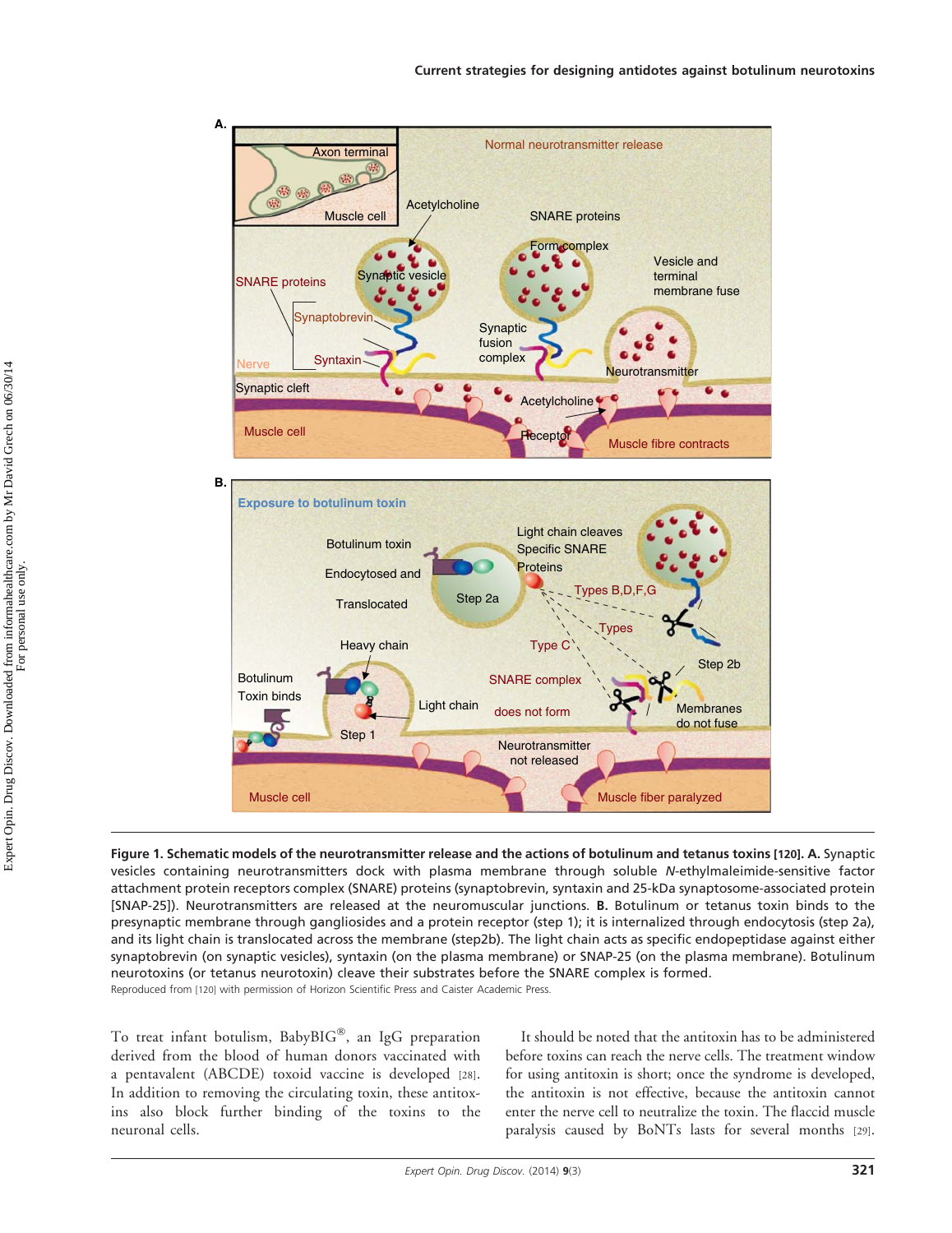**Figure 1. Schematic models of the neurotransmitter release and the actions of botulinum and tetanus toxins [120]. A.** Synaptic vesicles containing neurotransmitters dock with plasma membrane through soluble *N*-ethylmaleimide-sensitive factor attachment protein receptors complex (SNARE) proteins (synaptobrevin, syntaxin and 25-kDa synaptosome-associated protein [SNAP-25]). Neurotransmitters are released at the neuromuscular junctions. **B.** Botulinum or tetanus toxin binds to the presynaptic membrane through gangliosides and a protein receptor (step 1); it is internalized through endocytosis (step 2a), and its light chain is translocated across the membrane (step2b). The light chain acts as specific endopeptidase against either synaptobrevin (on synaptic vesicles), syntaxin (on the plasma membrane) or SNAP-25 (on the plasma membrane). Botulinum neurotoxins (or tetanus neurotoxin) cleave their substrates before the SNARE complex is formed.

Reproduced from [120] with permission of Horizon Scientific Press and Caister Academic Press.

To treat infant botulism, BabyBIG®, an IgG preparation derived from the blood of human donors vaccinated with a pentavalent (ABCDE) toxoid vaccine is developed [28]. In addition to removing the circulating toxin, these antitoxins also block further binding of the toxins to the neuronal cells.

It should be noted that the antitoxin has to be administered before toxins can reach the nerve cells. The treatment window for using antitoxin is short; once the syndrome is developed, the antitoxin is not effective, because the antitoxin cannot enter the nerve cell to neutralize the toxin. The flaccid muscle paralysis caused by BoNTs lasts for several months [29].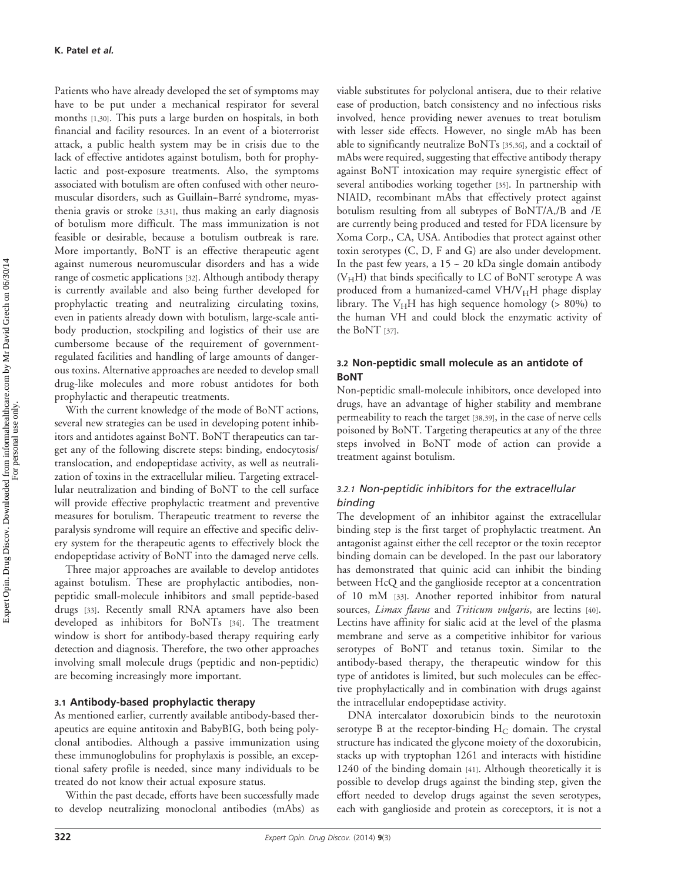Patients who have already developed the set of symptoms may have to be put under a mechanical respirator for several months [1,30]. This puts a large burden on hospitals, in both financial and facility resources. In an event of a bioterrorist attack, a public health system may be in crisis due to the lack of effective antidotes against botulism, both for prophylactic and post-exposure treatments. Also, the symptoms associated with botulism are often confused with other neuromuscular disorders, such as Guillain–Barré syndrome, myasthenia gravis or stroke [3,31], thus making an early diagnosis of botulism more difficult. The mass immunization is not feasible or desirable, because a botulism outbreak is rare. More importantly, BoNT is an effective therapeutic agent against numerous neuromuscular disorders and has a wide range of cosmetic applications [32]. Although antibody therapy is currently available and also being further developed for prophylactic treating and neutralizing circulating toxins, even in patients already down with botulism, large-scale antibody production, stockpiling and logistics of their use are cumbersome because of the requirement of government-regulated facilities and handling of large amounts of dangerous toxins. Alternative approaches are needed to develop small drug-like molecules and more robust antidotes for both prophylactic and therapeutic treatments.

With the current knowledge of the mode of BoNT actions, several new strategies can be used in developing potent inhibitors and antidotes against BoNT. BoNT therapeutics can target any of the following discrete steps: binding, endocytosis/translocation, and endopeptidase activity, as well as neutralization of toxins in the extracellular milieu. Targeting extracellular neutralization and binding of BoNT to the cell surface will provide effective prophylactic treatment and preventive measures for botulism. Therapeutic treatment to reverse the paralysis syndrome will require an effective and specific delivery system for the therapeutic agents to effectively block the endopeptidase activity of BoNT into the damaged nerve cells.

Three major approaches are available to develop antidotes against botulism. These are prophylactic antibodies, non-peptidic small-molecule inhibitors and small peptide-based drugs [33]. Recently small RNA aptamers have also been developed as inhibitors for BoNTs [34]. The treatment window is short for antibody-based therapy requiring early detection and diagnosis. Therefore, the two other approaches involving small molecule drugs (peptidic and non-peptidic) are becoming increasingly more important.

### 3.1 Antibody-based prophylactic therapy

As mentioned earlier, currently available antibody-based therapeutics are equine antitoxin and BabyBIG, both being polyclonal antibodies. Although a passive immunization using these immunoglobulins for prophylaxis is possible, an exceptional safety profile is needed, since many individuals to be treated do not know their actual exposure status.

Within the past decade, efforts have been successfully made to develop neutralizing monoclonal antibodies (mAbs) as viable substitutes for polyclonal antisera, due to their relative ease of production, batch consistency and no infectious risks involved, hence providing newer avenues to treat botulism with lesser side effects. However, no single mAb has been able to significantly neutralize BoNTs [35,36], and a cocktail of mAbs were required, suggesting that effective antibody therapy against BoNT intoxication may require synergistic effect of several antibodies working together [35]. In partnership with NIAID, recombinant mAbs that effectively protect against botulism resulting from all subtypes of BoNT/A,/B and /E are currently being produced and tested for FDA licensure by Xoma Corp., CA, USA. Antibodies that protect against other toxin serotypes (C, D, F and G) are also under development. In the past few years, a 15 – 20 kDa single domain antibody ($V_HH$) that binds specifically to LC of BoNT serotype A was produced from a humanized-camel VH/$V_HH$ phage display library. The $V_HH$ has high sequence homology (> 80%) to the human VH and could block the enzymatic activity of the BoNT [37].

### 3.2 Non-peptidic small molecule as an antidote of BoNT

Non-peptidic small-molecule inhibitors, once developed into drugs, have an advantage of higher stability and membrane permeability to reach the target [38,39], in the case of nerve cells poisoned by BoNT. Targeting therapeutics at any of the three steps involved in BoNT mode of action can provide a treatment against botulism.

#### 3.2.1 Non-peptidic inhibitors for the extracellular binding

The development of an inhibitor against the extracellular binding step is the first target of prophylactic treatment. An antagonist against either the cell receptor or the toxin receptor binding domain can be developed. In the past our laboratory has demonstrated that quinic acid can inhibit the binding between HcQ and the ganglioside receptor at a concentration of 10 mM [33]. Another reported inhibitor from natural sources, *Limax flavus* and *Triticum vulgaris*, are lectins [40]. Lectins have affinity for sialic acid at the level of the plasma membrane and serve as a competitive inhibitor for various serotypes of BoNT and tetanus toxin. Similar to the antibody-based therapy, the therapeutic window for this type of antidotes is limited, but such molecules can be effective prophylactically and in combination with drugs against the intracellular endopeptidase activity.

DNA intercalator doxorubicin binds to the neurotoxin serotype B at the receptor-binding $H_C$ domain. The crystal structure has indicated the glycone moiety of the doxorubicin, stacks up with tryptophan 1261 and interacts with histidine 1240 of the binding domain [41]. Although theoretically it is possible to develop drugs against the binding step, given the effort needed to develop drugs against the seven serotypes, each with ganglioside and protein as coreceptors, it is not a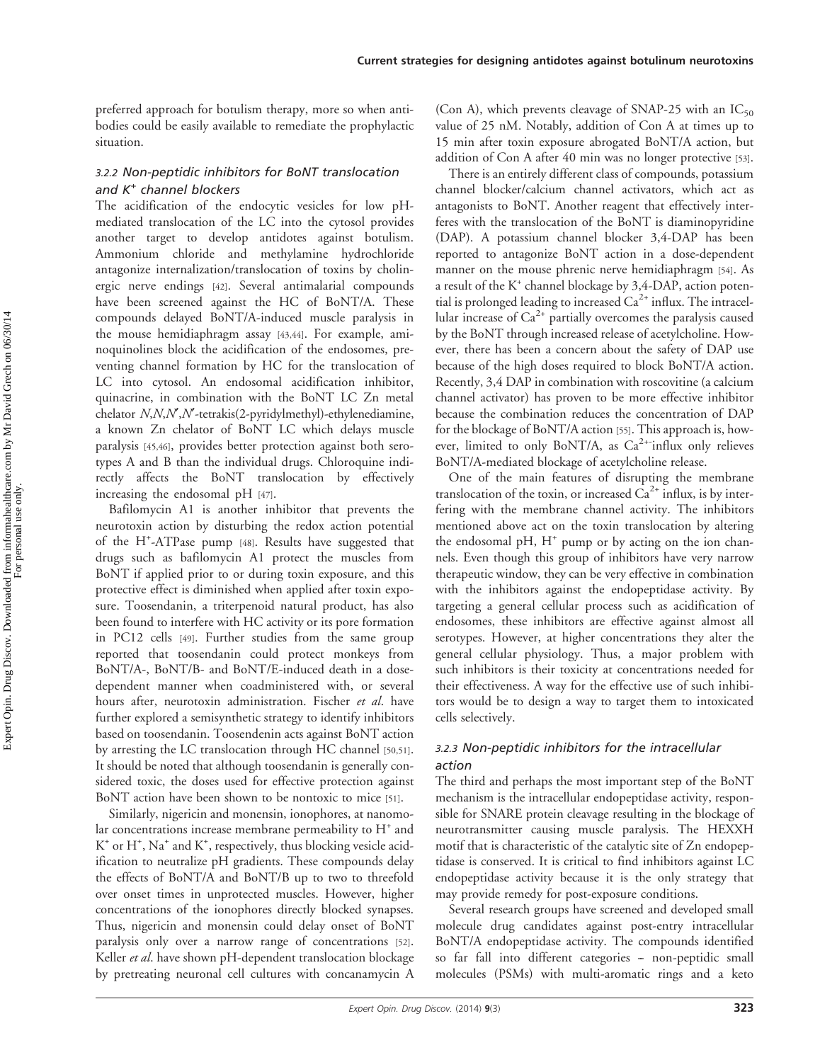preferred approach for botulism therapy, more so when antibodies could be easily available to remediate the prophylactic situation.

### 3.2.2 Non-peptidic inhibitors for BoNT translocation and $K^+$ channel blockers

The acidification of the endocytic vesicles for low pH-mediated translocation of the LC into the cytosol provides another target to develop antidotes against botulism. Ammonium chloride and methylamine hydrochloride antagonize internalization/translocation of toxins by cholinergic nerve endings [42]. Several antimalarial compounds have been screened against the HC of BoNT/A. These compounds delayed BoNT/A-induced muscle paralysis in the mouse hemidiaphragm assay [43,44]. For example, aminoquinolines block the acidification of the endosomes, preventing channel formation by HC for the translocation of LC into cytosol. An endosomal acidification inhibitor, quinacrine, in combination with the BoNT LC Zn metal chelator *N,N,N′,N′*-tetrakis(2-pyridylmethyl)-ethylenediamine, a known Zn chelator of BoNT LC which delays muscle paralysis [45,46], provides better protection against both serotypes A and B than the individual drugs. Chloroquine indirectly affects the BoNT translocation by effectively increasing the endosomal pH [47].

Bafilomycin A1 is another inhibitor that prevents the neurotoxin action by disturbing the redox action potential of the $H^+$-ATPase pump [48]. Results have suggested that drugs such as bafilomycin A1 protect the muscles from BoNT if applied prior to or during toxin exposure, and this protective effect is diminished when applied after toxin exposure. Toosendanin, a triterpenoid natural product, has also been found to interfere with HC activity or its pore formation in PC12 cells [49]. Further studies from the same group reported that toosendanin could protect monkeys from BoNT/A-, BoNT/B- and BoNT/E-induced death in a dose-dependent manner when coadministered with, or several hours after, neurotoxin administration. Fischer *et al*. have further explored a semisynthetic strategy to identify inhibitors based on toosendanin. Toosendenin acts against BoNT action by arresting the LC translocation through HC channel [50,51]. It should be noted that although toosendanin is generally considered toxic, the doses used for effective protection against BoNT action have been shown to be nontoxic to mice [51].

Similarly, nigericin and monensin, ionophores, at nanomolar concentrations increase membrane permeability to $H^+$ and $K^+$ or $H^+$, $Na^+$ and $K^+$, respectively, thus blocking vesicle acidification to neutralize pH gradients. These compounds delay the effects of BoNT/A and BoNT/B up to two to threefold over onset times in unprotected muscles. However, higher concentrations of the ionophores directly blocked synapses. Thus, nigericin and monensin could delay onset of BoNT paralysis only over a narrow range of concentrations [52]. Keller *et al*. have shown pH-dependent translocation blockage by pretreating neuronal cell cultures with concanamycin A (Con A), which prevents cleavage of SNAP-25 with an $IC_{50}$ value of 25 nM. Notably, addition of Con A at times up to 15 min after toxin exposure abrogated BoNT/A action, but addition of Con A after 40 min was no longer protective [53].

There is an entirely different class of compounds, potassium channel blocker/calcium channel activators, which act as antagonists to BoNT. Another reagent that effectively interferes with the translocation of the BoNT is diaminopyridine (DAP). A potassium channel blocker 3,4-DAP has been reported to antagonize BoNT action in a dose-dependent manner on the mouse phrenic nerve hemidiaphragm [54]. As a result of the $K^+$ channel blockage by 3,4-DAP, action potential is prolonged leading to increased $Ca^{2+}$ influx. The intracellular increase of $Ca^{2+}$ partially overcomes the paralysis caused by the BoNT through increased release of acetylcholine. However, there has been a concern about the safety of DAP use because of the high doses required to block BoNT/A action. Recently, 3,4 DAP in combination with roscovitine (a calcium channel activator) has proven to be more effective inhibitor because the combination reduces the concentration of DAP for the blockage of BoNT/A action [55]. This approach is, however, limited to only BoNT/A, as $Ca^{2+}$-influx only relieves BoNT/A-mediated blockage of acetylcholine release.

One of the main features of disrupting the membrane translocation of the toxin, or increased $Ca^{2+}$ influx, is by interfering with the membrane channel activity. The inhibitors mentioned above act on the toxin translocation by altering the endosomal pH, $H^+$ pump or by acting on the ion channels. Even though this group of inhibitors have very narrow therapeutic window, they can be very effective in combination with the inhibitors against the endopeptidase activity. By targeting a general cellular process such as acidification of endosomes, these inhibitors are effective against almost all serotypes. However, at higher concentrations they alter the general cellular physiology. Thus, a major problem with such inhibitors is their toxicity at concentrations needed for their effectiveness. A way for the effective use of such inhibitors would be to design a way to target them to intoxicated cells selectively.

### 3.2.3 Non-peptidic inhibitors for the intracellular action

The third and perhaps the most important step of the BoNT mechanism is the intracellular endopeptidase activity, responsible for SNARE protein cleavage resulting in the blockage of neurotransmitter causing muscle paralysis. The HEXXH motif that is characteristic of the catalytic site of Zn endopeptidase is conserved. It is critical to find inhibitors against LC endopeptidase activity because it is the only strategy that may provide remedy for post-exposure conditions.

Several research groups have screened and developed small molecule drug candidates against post-entry intracellular BoNT/A endopeptidase activity. The compounds identified so far fall into different categories – non-peptidic small molecules (PSMs) with multi-aromatic rings and a keto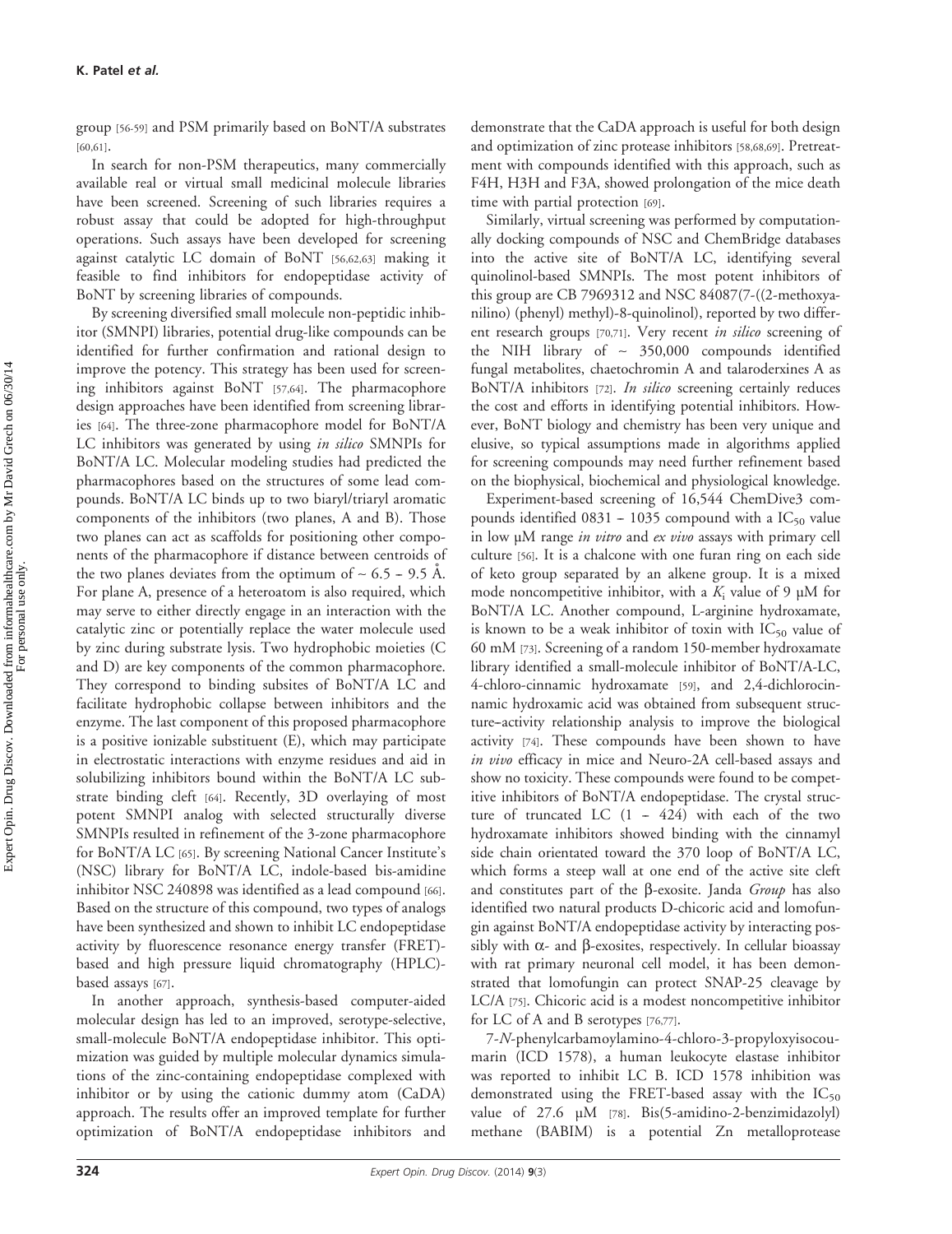group [56-59] and PSM primarily based on BoNT/A substrates [60,61].

In search for non-PSM therapeutics, many commercially available real or virtual small medicinal molecule libraries have been screened. Screening of such libraries requires a robust assay that could be adopted for high-throughput operations. Such assays have been developed for screening against catalytic LC domain of BoNT [56,62,63] making it feasible to find inhibitors for endopeptidase activity of BoNT by screening libraries of compounds.

By screening diversified small molecule non-peptidic inhibitor (SMNPI) libraries, potential drug-like compounds can be identified for further confirmation and rational design to improve the potency. This strategy has been used for screening inhibitors against BoNT [57,64]. The pharmacophore design approaches have been identified from screening libraries [64]. The three-zone pharmacophore model for BoNT/A LC inhibitors was generated by using *in silico* SMNPIs for BoNT/A LC. Molecular modeling studies had predicted the pharmacophores based on the structures of some lead compounds. BoNT/A LC binds up to two biaryl/triaryl aromatic components of the inhibitors (two planes, A and B). Those two planes can act as scaffolds for positioning other components of the pharmacophore if distance between centroids of the two planes deviates from the optimum of ~ 6.5 – 9.5 Å. For plane A, presence of a heteroatom is also required, which may serve to either directly engage in an interaction with the catalytic zinc or potentially replace the water molecule used by zinc during substrate lysis. Two hydrophobic moieties (C and D) are key components of the common pharmacophore. They correspond to binding subsites of BoNT/A LC and facilitate hydrophobic collapse between inhibitors and the enzyme. The last component of this proposed pharmacophore is a positive ionizable substituent (E), which may participate in electrostatic interactions with enzyme residues and aid in solubilizing inhibitors bound within the BoNT/A LC substrate binding cleft [64]. Recently, 3D overlaying of most potent SMNPI analog with selected structurally diverse SMNPIs resulted in refinement of the 3-zone pharmacophore for BoNT/A LC [65]. By screening National Cancer Institute's (NSC) library for BoNT/A LC, indole-based bis-amidine inhibitor NSC 240898 was identified as a lead compound [66]. Based on the structure of this compound, two types of analogs have been synthesized and shown to inhibit LC endopeptidase activity by fluorescence resonance energy transfer (FRET)-based and high pressure liquid chromatography (HPLC)-based assays [67].

In another approach, synthesis-based computer-aided molecular design has led to an improved, serotype-selective, small-molecule BoNT/A endopeptidase inhibitor. This optimization was guided by multiple molecular dynamics simulations of the zinc-containing endopeptidase complexed with inhibitor or by using the cationic dummy atom (CaDA) approach. The results offer an improved template for further optimization of BoNT/A endopeptidase inhibitors and demonstrate that the CaDA approach is useful for both design and optimization of zinc protease inhibitors [58,68,69]. Pretreatment with compounds identified with this approach, such as F4H, H3H and F3A, showed prolongation of the mice death time with partial protection [69].

Similarly, virtual screening was performed by computationally docking compounds of NSC and ChemBridge databases into the active site of BoNT/A LC, identifying several quinolinol-based SMNPIs. The most potent inhibitors of this group are CB 7969312 and NSC 84087(7-((2-methoxyanilino) (phenyl) methyl)-8-quinolinol), reported by two different research groups [70,71]. Very recent *in silico* screening of the NIH library of ~ 350,000 compounds identified fungal metabolites, chaetochromin A and talaroderxines A as BoNT/A inhibitors [72]. *In silico* screening certainly reduces the cost and efforts in identifying potential inhibitors. However, BoNT biology and chemistry has been very unique and elusive, so typical assumptions made in algorithms applied for screening compounds may need further refinement based on the biophysical, biochemical and physiological knowledge.

Experiment-based screening of 16,544 ChemDive3 compounds identified 0831 – 1035 compound with a $IC_{50}$ value in low µM range *in vitro* and *ex vivo* assays with primary cell culture [56]. It is a chalcone with one furan ring on each side of keto group separated by an alkene group. It is a mixed mode noncompetitive inhibitor, with a $K_i$ value of 9 µM for BoNT/A LC. Another compound, L-arginine hydroxamate, is known to be a weak inhibitor of toxin with $IC_{50}$ value of 60 mM [73]. Screening of a random 150-member hydroxamate library identified a small-molecule inhibitor of BoNT/A-LC, 4-chloro-cinnamic hydroxamate [59], and 2,4-dichlorocinnamic hydroxamic acid was obtained from subsequent structure–activity relationship analysis to improve the biological activity [74]. These compounds have been shown to have *in vivo* efficacy in mice and Neuro-2A cell-based assays and show no toxicity. These compounds were found to be competitive inhibitors of BoNT/A endopeptidase. The crystal structure of truncated LC (1 – 424) with each of the two hydroxamate inhibitors showed binding with the cinnamyl side chain orientated toward the 370 loop of BoNT/A LC, which forms a steep wall at one end of the active site cleft and constitutes part of the β-exosite. Janda *Group* has also identified two natural products D-chicoric acid and lomofungin against BoNT/A endopeptidase activity by interacting possibly with α- and β-exosites, respectively. In cellular bioassay with rat primary neuronal cell model, it has been demonstrated that lomofungin can protect SNAP-25 cleavage by LC/A [75]. Chicoric acid is a modest noncompetitive inhibitor for LC of A and B serotypes [76,77].

7-*N*-phenylcarbamoylamino-4-chloro-3-propyloxyisocoumarin (ICD 1578), a human leukocyte elastase inhibitor was reported to inhibit LC B. ICD 1578 inhibition was demonstrated using the FRET-based assay with the $IC_{50}$ value of 27.6 µM [78]. Bis(5-amidino-2-benzimidazolyl) methane (BABIM) is a potential Zn metalloprotease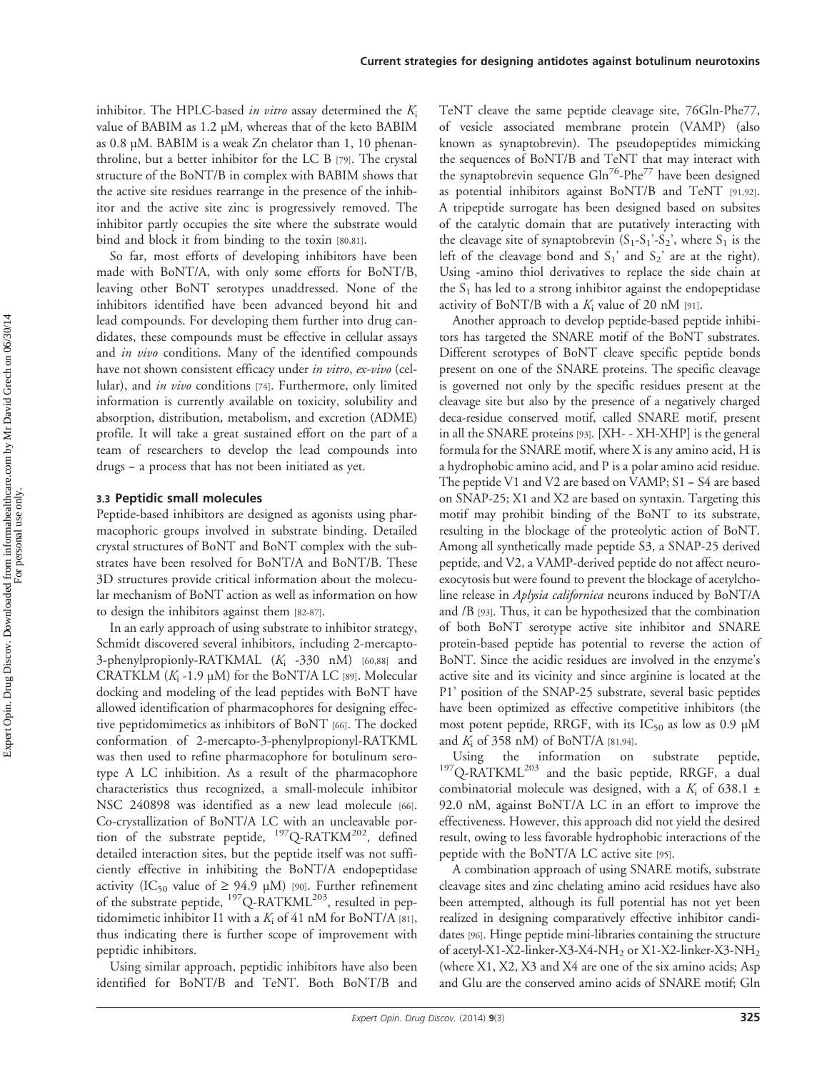inhibitor. The HPLC-based *in vitro* assay determined the $K_i$ value of BABIM as 1.2 µM, whereas that of the keto BABIM as 0.8 µM. BABIM is a weak Zn chelator than 1, 10 phenanthroline, but a better inhibitor for the LC B [79]. The crystal structure of the BoNT/B in complex with BABIM shows that the active site residues rearrange in the presence of the inhibitor and the active site zinc is progressively removed. The inhibitor partly occupies the site where the substrate would bind and block it from binding to the toxin [80,81].

So far, most efforts of developing inhibitors have been made with BoNT/A, with only some efforts for BoNT/B, leaving other BoNT serotypes unaddressed. None of the inhibitors identified have been advanced beyond hit and lead compounds. For developing them further into drug candidates, these compounds must be effective in cellular assays and *in vivo* conditions. Many of the identified compounds have not shown consistent efficacy under *in vitro*, *ex-vivo* (cellular), and *in vivo* conditions [74]. Furthermore, only limited information is currently available on toxicity, solubility and absorption, distribution, metabolism, and excretion (ADME) profile. It will take a great sustained effort on the part of a team of researchers to develop the lead compounds into drugs – a process that has not been initiated as yet.

### 3.3 Peptidic small molecules

Peptide-based inhibitors are designed as agonists using pharmacophoric groups involved in substrate binding. Detailed crystal structures of BoNT and BoNT complex with the substrates have been resolved for BoNT/A and BoNT/B. These 3D structures provide critical information about the molecular mechanism of BoNT action as well as information on how to design the inhibitors against them [82-87].

In an early approach of using substrate to inhibitor strategy, Schmidt discovered several inhibitors, including 2-mercapto-3-phenylpropionly-RATKMAL ($K_i$ -330 nM) [60,88] and CRATKLM ($K_i$ -1.9 µM) for the BoNT/A LC [89]. Molecular docking and modeling of the lead peptides with BoNT have allowed identification of pharmacophores for designing effective peptidomimetics as inhibitors of BoNT [66]. The docked conformation of 2-mercapto-3-phenylpropionyl-RATKML was then used to refine pharmacophore for botulinum serotype A LC inhibition. As a result of the pharmacophore characteristics thus recognized, a small-molecule inhibitor NSC 240898 was identified as a new lead molecule [66]. Co-crystallization of BoNT/A LC with an uncleavable portion of the substrate peptide, $^{197}$Q-RATKM$^{202}$, defined detailed interaction sites, but the peptide itself was not sufficiently effective in inhibiting the BoNT/A endopeptidase activity ($IC_{50}$ value of ≥ 94.9 µM) [90]. Further refinement of the substrate peptide, $^{197}$Q-RATKML$^{203}$, resulted in peptidomimetic inhibitor I1 with a $K_i$ of 41 nM for BoNT/A [81], thus indicating there is further scope of improvement with peptidic inhibitors.

Using similar approach, peptidic inhibitors have also been identified for BoNT/B and TeNT. Both BoNT/B and TeNT cleave the same peptide cleavage site, 76Gln-Phe77, of vesicle associated membrane protein (VAMP) (also known as synaptobrevin). The pseudopeptides mimicking the sequences of BoNT/B and TeNT that may interact with the synaptobrevin sequence Gln$^{76}$-Phe$^{77}$ have been designed as potential inhibitors against BoNT/B and TeNT [91,92]. A tripeptide surrogate has been designed based on subsites of the catalytic domain that are putatively interacting with the cleavage site of synaptobrevin ($S_1$-$S_1$'-$S_2$', where $S_1$ is the left of the cleavage bond and $S_1$' and $S_2$' are at the right). Using -amino thiol derivatives to replace the side chain at the $S_1$ has led to a strong inhibitor against the endopeptidase activity of BoNT/B with a $K_i$ value of 20 nM [91].

Another approach to develop peptide-based peptide inhibitors has targeted the SNARE motif of the BoNT substrates. Different serotypes of BoNT cleave specific peptide bonds present on one of the SNARE proteins. The specific cleavage is governed not only by the specific residues present at the cleavage site but also by the presence of a negatively charged deca-residue conserved motif, called SNARE motif, present in all the SNARE proteins [93]. [XH- - XH-XHP] is the general formula for the SNARE motif, where X is any amino acid, H is a hydrophobic amino acid, and P is a polar amino acid residue. The peptide V1 and V2 are based on VAMP; S1 – S4 are based on SNAP-25; X1 and X2 are based on syntaxin. Targeting this motif may prohibit binding of the BoNT to its substrate, resulting in the blockage of the proteolytic action of BoNT. Among all synthetically made peptide S3, a SNAP-25 derived peptide, and V2, a VAMP-derived peptide do not affect neuroexocytosis but were found to prevent the blockage of acetylcholine release in *Aplysia californica* neurons induced by BoNT/A and /B [93]. Thus, it can be hypothesized that the combination of both BoNT serotype active site inhibitor and SNARE protein-based peptide has potential to reverse the action of BoNT. Since the acidic residues are involved in the enzyme's active site and its vicinity and since arginine is located at the P1' position of the SNAP-25 substrate, several basic peptides have been optimized as effective competitive inhibitors (the most potent peptide, RRGF, with its $IC_{50}$ as low as 0.9 µM and $K_i$ of 358 nM) of BoNT/A [81,94].

Using the information on substrate peptide, $^{197}$Q-RATKML$^{203}$ and the basic peptide, RRGF, a dual combinatorial molecule was designed, with a $K_i$ of 638.1 ± 92.0 nM, against BoNT/A LC in an effort to improve the effectiveness. However, this approach did not yield the desired result, owing to less favorable hydrophobic interactions of the peptide with the BoNT/A LC active site [95].

A combination approach of using SNARE motifs, substrate cleavage sites and zinc chelating amino acid residues have also been attempted, although its full potential has not yet been realized in designing comparatively effective inhibitor candidates [96]. Hinge peptide mini-libraries containing the structure of acetyl-X1-X2-linker-X3-X4-$NH_2$ or X1-X2-linker-X3-$NH_2$ (where X1, X2, X3 and X4 are one of the six amino acids; Asp and Glu are the conserved amino acids of SNARE motif; Gln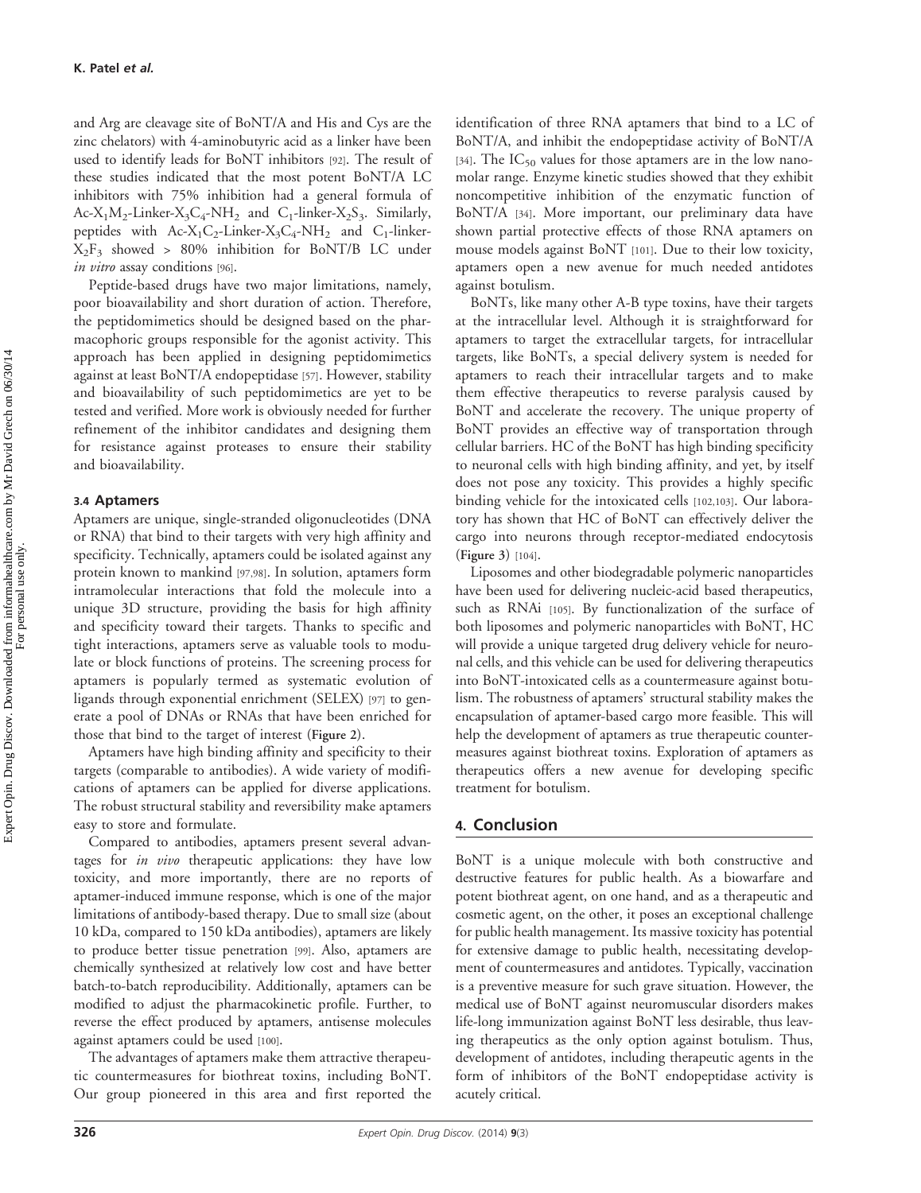and Arg are cleavage site of BoNT/A and His and Cys are the zinc chelators) with 4-aminobutyric acid as a linker have been used to identify leads for BoNT inhibitors [92]. The result of these studies indicated that the most potent BoNT/A LC inhibitors with 75% inhibition had a general formula of Ac-$X_1M_2$-Linker-$X_3C_4$-$NH_2$ and $C_1$-linker-$X_2S_3$. Similarly, peptides with Ac-$X_1C_2$-Linker-$X_3C_4$-$NH_2$ and $C_1$-linker-$X_2F_3$ showed > 80% inhibition for BoNT/B LC under *in vitro* assay conditions [96].

Peptide-based drugs have two major limitations, namely, poor bioavailability and short duration of action. Therefore, the peptidomimetics should be designed based on the pharmacophoric groups responsible for the agonist activity. This approach has been applied in designing peptidomimetics against at least BoNT/A endopeptidase [57]. However, stability and bioavailability of such peptidomimetics are yet to be tested and verified. More work is obviously needed for further refinement of the inhibitor candidates and designing them for resistance against proteases to ensure their stability and bioavailability.

### 3.4 Aptamers

Aptamers are unique, single-stranded oligonucleotides (DNA or RNA) that bind to their targets with very high affinity and specificity. Technically, aptamers could be isolated against any protein known to mankind [97,98]. In solution, aptamers form intramolecular interactions that fold the molecule into a unique 3D structure, providing the basis for high affinity and specificity toward their targets. Thanks to specific and tight interactions, aptamers serve as valuable tools to modulate or block functions of proteins. The screening process for aptamers is popularly termed as systematic evolution of ligands through exponential enrichment (SELEX) [97] to generate a pool of DNAs or RNAs that have been enriched for those that bind to the target of interest (**Figure 2**).

Aptamers have high binding affinity and specificity to their targets (comparable to antibodies). A wide variety of modifications of aptamers can be applied for diverse applications. The robust structural stability and reversibility make aptamers easy to store and formulate.

Compared to antibodies, aptamers present several advantages for *in vivo* therapeutic applications: they have low toxicity, and more importantly, there are no reports of aptamer-induced immune response, which is one of the major limitations of antibody-based therapy. Due to small size (about 10 kDa, compared to 150 kDa antibodies), aptamers are likely to produce better tissue penetration [99]. Also, aptamers are chemically synthesized at relatively low cost and have better batch-to-batch reproducibility. Additionally, aptamers can be modified to adjust the pharmacokinetic profile. Further, to reverse the effect produced by aptamers, antisense molecules against aptamers could be used [100].

The advantages of aptamers make them attractive therapeutic countermeasures for biothreat toxins, including BoNT. Our group pioneered in this area and first reported the identification of three RNA aptamers that bind to a LC of BoNT/A, and inhibit the endopeptidase activity of BoNT/A [34]. The $IC_{50}$ values for those aptamers are in the low nanomolar range. Enzyme kinetic studies showed that they exhibit noncompetitive inhibition of the enzymatic function of BoNT/A [34]. More important, our preliminary data have shown partial protective effects of those RNA aptamers on mouse models against BoNT [101]. Due to their low toxicity, aptamers open a new avenue for much needed antidotes against botulism.

BoNTs, like many other A-B type toxins, have their targets at the intracellular level. Although it is straightforward for aptamers to target the extracellular targets, for intracellular targets, like BoNTs, a special delivery system is needed for aptamers to reach their intracellular targets and to make them effective therapeutics to reverse paralysis caused by BoNT and accelerate the recovery. The unique property of BoNT provides an effective way of transportation through cellular barriers. HC of the BoNT has high binding specificity to neuronal cells with high binding affinity, and yet, by itself does not pose any toxicity. This provides a highly specific binding vehicle for the intoxicated cells [102,103]. Our laboratory has shown that HC of BoNT can effectively deliver the cargo into neurons through receptor-mediated endocytosis (**Figure 3**) [104].

Liposomes and other biodegradable polymeric nanoparticles have been used for delivering nucleic-acid based therapeutics, such as RNAi [105]. By functionalization of the surface of both liposomes and polymeric nanoparticles with BoNT, HC will provide a unique targeted drug delivery vehicle for neuronal cells, and this vehicle can be used for delivering therapeutics into BoNT-intoxicated cells as a countermeasure against botulism. The robustness of aptamers' structural stability makes the encapsulation of aptamer-based cargo more feasible. This will help the development of aptamers as true therapeutic countermeasures against biothreat toxins. Exploration of aptamers as therapeutics offers a new avenue for developing specific treatment for botulism.

## 4. Conclusion

BoNT is a unique molecule with both constructive and destructive features for public health. As a biowarfare and potent biothreat agent, on one hand, and as a therapeutic and cosmetic agent, on the other, it poses an exceptional challenge for public health management. Its massive toxicity has potential for extensive damage to public health, necessitating development of countermeasures and antidotes. Typically, vaccination is a preventive measure for such grave situation. However, the medical use of BoNT against neuromuscular disorders makes life-long immunization against BoNT less desirable, thus leaving therapeutics as the only option against botulism. Thus, development of antidotes, including therapeutic agents in the form of inhibitors of the BoNT endopeptidase activity is acutely critical.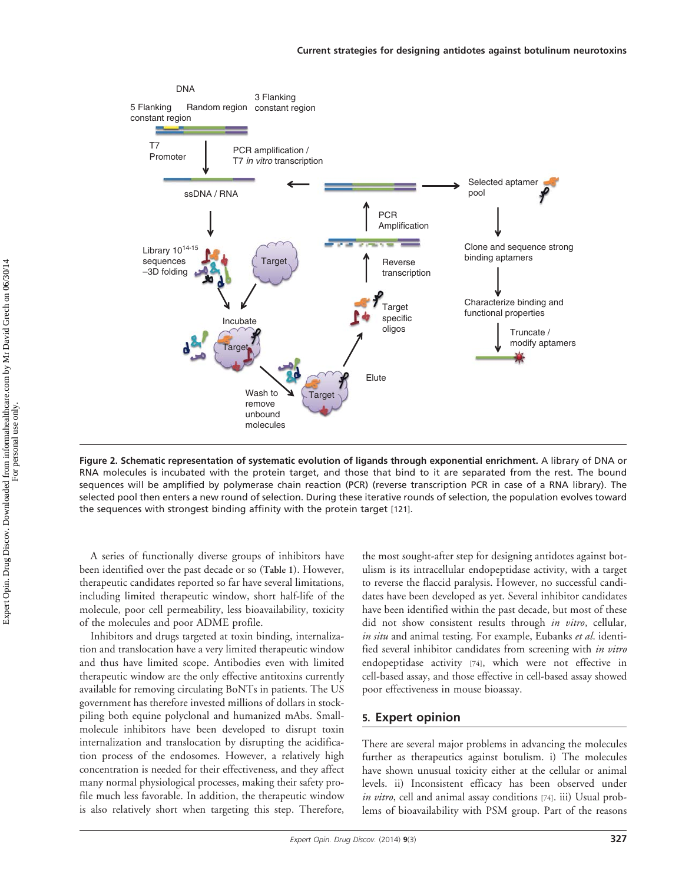DNA

5 Flanking constant region

Random region

3 Flanking constant region

T7 Promoter

PCR amplification / T7 *in vitro* transcription

ssDNA / RNA

Library $10^{14-15}$ sequences –3D folding

Target

Incubate

Target

Wash to remove unbound molecules

Target

Elute

Target specific oligos

Reverse transcription

PCR Amplification

Selected aptamer pool

Clone and sequence strong binding aptamers

Characterize binding and functional properties

Truncate / modify aptamers

**Figure 2. Schematic representation of systematic evolution of ligands through exponential enrichment.** A library of DNA or RNA molecules is incubated with the protein target, and those that bind to it are separated from the rest. The bound sequences will be amplified by polymerase chain reaction (PCR) (reverse transcription PCR in case of a RNA library). The selected pool then enters a new round of selection. During these iterative rounds of selection, the population evolves toward the sequences with strongest binding affinity with the protein target [121].

A series of functionally diverse groups of inhibitors have been identified over the past decade or so (**Table 1**). However, therapeutic candidates reported so far have several limitations, including limited therapeutic window, short half-life of the molecule, poor cell permeability, less bioavailability, toxicity of the molecules and poor ADME profile.

Inhibitors and drugs targeted at toxin binding, internalization and translocation have a very limited therapeutic window and thus have limited scope. Antibodies even with limited therapeutic window are the only effective antitoxins currently available for removing circulating BoNTs in patients. The US government has therefore invested millions of dollars in stockpiling both equine polyclonal and humanized mAbs. Small-molecule inhibitors have been developed to disrupt toxin internalization and translocation by disrupting the acidification process of the endosomes. However, a relatively high concentration is needed for their effectiveness, and they affect many normal physiological processes, making their safety profile much less favorable. In addition, the therapeutic window is also relatively short when targeting this step. Therefore, the most sought-after step for designing antidotes against botulism is its intracellular endopeptidase activity, with a target to reverse the flaccid paralysis. However, no successful candidates have been developed as yet. Several inhibitor candidates have been identified within the past decade, but most of these did not show consistent results through *in vitro*, cellular, *in situ* and animal testing. For example, Eubanks *et al*. identified several inhibitor candidates from screening with *in vitro* endopeptidase activity [74], which were not effective in cell-based assay, and those effective in cell-based assay showed poor effectiveness in mouse bioassay.

## 5. Expert opinion

There are several major problems in advancing the molecules further as therapeutics against botulism. i) The molecules have shown unusual toxicity either at the cellular or animal levels. ii) Inconsistent efficacy has been observed under *in vitro*, cell and animal assay conditions [74]. iii) Usual problems of bioavailability with PSM group. Part of the reasons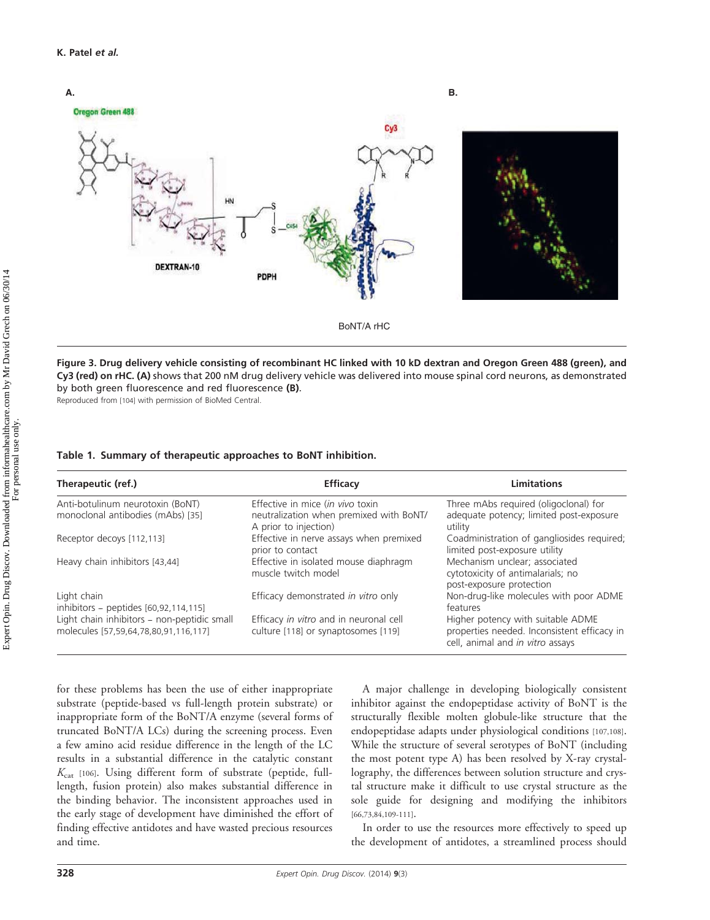Figure 3. Drug delivery vehicle consisting of recombinant HC linked with 10 kD dextran and Oregon Green 488 (green), and Cy3 (red) on rHC. (A) shows that 200 nM drug delivery vehicle was delivered into mouse spinal cord neurons, as demonstrated by both green fluorescence and red fluorescence (B).
Reproduced from [104] with permission of BioMed Central.

**Table 1. Summary of therapeutic approaches to BoNT inhibition.**

| Therapeutic (ref.) | Efficacy | Limitations |
|---|---|---|
| Anti-botulinum neurotoxin (BoNT) monoclonal antibodies (mAbs) [35] | Effective in mice (*in vivo* toxin neutralization when premixed with BoNT/A prior to injection) | Three mAbs required (oligoclonal) for adequate potency; limited post-exposure utility |
| Receptor decoys [112,113] | Effective in nerve assays when premixed prior to contact | Coadministration of gangliosides required; limited post-exposure utility |
| Heavy chain inhibitors [43,44] | Effective in isolated mouse diaphragm muscle twitch model | Mechanism unclear; associated cytotoxicity of antimalarials; no post-exposure protection |
| Light chain inhibitors – peptides [60,92,114,115] | Efficacy demonstrated *in vitro* only | Non-drug-like molecules with poor ADME features |
| Light chain inhibitors – non-peptidic small molecules [57,59,64,78,80,91,116,117] | Efficacy *in vitro* and in neuronal cell culture [118] or synaptosomes [119] | Higher potency with suitable ADME properties needed. Inconsistent efficacy in cell, animal and *in vitro* assays |

for these problems has been the use of either inappropriate substrate (peptide-based vs full-length protein substrate) or inappropriate form of the BoNT/A enzyme (several forms of truncated BoNT/A LCs) during the screening process. Even a few amino acid residue difference in the length of the LC results in a substantial difference in the catalytic constant $K_{cat}$ [106]. Using different form of substrate (peptide, full-length, fusion protein) also makes substantial difference in the binding behavior. The inconsistent approaches used in the early stage of development have diminished the effort of finding effective antidotes and have wasted precious resources and time.

A major challenge in developing biologically consistent inhibitor against the endopeptidase activity of BoNT is the structurally flexible molten globule-like structure that the endopeptidase adapts under physiological conditions [107,108]. While the structure of several serotypes of BoNT (including the most potent type A) has been resolved by X-ray crystallography, the differences between solution structure and crystal structure make it difficult to use crystal structure as the sole guide for designing and modifying the inhibitors [66,73,84,109-111].

In order to use the resources more effectively to speed up the development of antidotes, a streamlined process should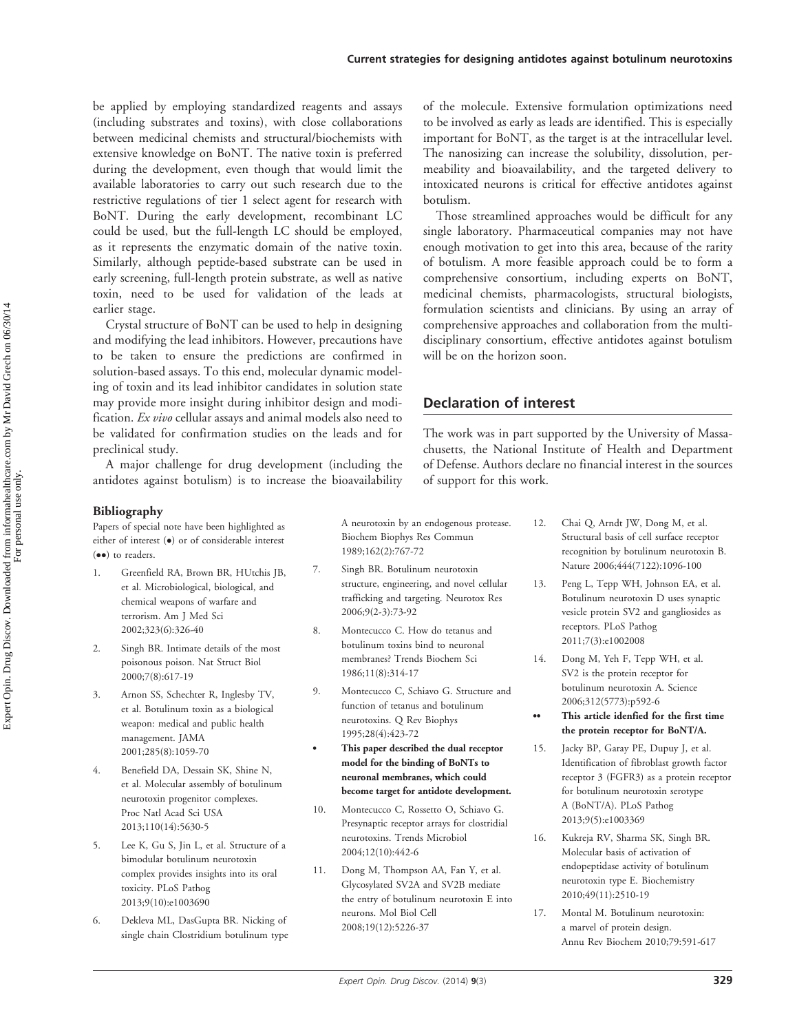be applied by employing standardized reagents and assays (including substrates and toxins), with close collaborations between medicinal chemists and structural/biochemists with extensive knowledge on BoNT. The native toxin is preferred during the development, even though that would limit the available laboratories to carry out such research due to the restrictive regulations of tier 1 select agent for research with BoNT. During the early development, recombinant LC could be used, but the full-length LC should be employed, as it represents the enzymatic domain of the native toxin. Similarly, although peptide-based substrate can be used in early screening, full-length protein substrate, as well as native toxin, need to be used for validation of the leads at earlier stage.

Crystal structure of BoNT can be used to help in designing and modifying the lead inhibitors. However, precautions have to be taken to ensure the predictions are confirmed in solution-based assays. To this end, molecular dynamic modeling of toxin and its lead inhibitor candidates in solution state may provide more insight during inhibitor design and modification. *Ex vivo* cellular assays and animal models also need to be validated for confirmation studies on the leads and for preclinical study.

A major challenge for drug development (including the antidotes against botulism) is to increase the bioavailability of the molecule. Extensive formulation optimizations need to be involved as early as leads are identified. This is especially important for BoNT, as the target is at the intracellular level. The nanosizing can increase the solubility, dissolution, permeability and bioavailability, and the targeted delivery to intoxicated neurons is critical for effective antidotes against botulism.

Those streamlined approaches would be difficult for any single laboratory. Pharmaceutical companies may not have enough motivation to get into this area, because of the rarity of botulism. A more feasible approach could be to form a comprehensive consortium, including experts on BoNT, medicinal chemists, pharmacologists, structural biologists, formulation scientists and clinicians. By using an array of comprehensive approaches and collaboration from the multidisciplinary consortium, effective antidotes against botulism will be on the horizon soon.

## Declaration of interest

The work was in part supported by the University of Massachusetts, the National Institute of Health and Department of Defense. Authors declare no financial interest in the sources of support for this work.

### Bibliography

Papers of special note have been highlighted as either of interest (•) or of considerable interest (••) to readers.

1. Greenfield RA, Brown BR, HUtchis JB, et al. Microbiological, biological, and chemical weapons of warfare and terrorism. Am J Med Sci 2002;323(6):326-40
2. Singh BR. Intimate details of the most poisonous poison. Nat Struct Biol 2000;7(8):617-19
3. Arnon SS, Schechter R, Inglesby TV, et al. Botulinum toxin as a biological weapon: medical and public health management. JAMA 2001;285(8):1059-70
4. Benefield DA, Dessain SK, Shine N, et al. Molecular assembly of botulinum neurotoxin progenitor complexes. Proc Natl Acad Sci USA 2013;110(14):5630-5
5. Lee K, Gu S, Jin L, et al. Structure of a bimodular botulinum neurotoxin complex provides insights into its oral toxicity. PLoS Pathog 2013;9(10):e1003690
6. Dekleva ML, DasGupta BR. Nicking of single chain Clostridium botulinum type A neurotoxin by an endogenous protease. Biochem Biophys Res Commun 1989;162(2):767-72
7. Singh BR. Botulinum neurotoxin structure, engineering, and novel cellular trafficking and targeting. Neurotox Res 2006;9(2-3):73-92
8. Montecucco C. How do tetanus and botulinum toxins bind to neuronal membranes? Trends Biochem Sci 1986;11(8):314-17
9. Montecucco C, Schiavo G. Structure and function of tetanus and botulinum neurotoxins. Q Rev Biophys 1995;28(4):423-72
   - • **This paper described the dual receptor model for the binding of BoNTs to neuronal membranes, which could become target for antidote development.**
10. Montecucco C, Rossetto O, Schiavo G. Presynaptic receptor arrays for clostridial neurotoxins. Trends Microbiol 2004;12(10):442-6
11. Dong M, Thompson AA, Fan Y, et al. Glycosylated SV2A and SV2B mediate the entry of botulinum neurotoxin E into neurons. Mol Biol Cell 2008;19(12):5226-37
12. Chai Q, Arndt JW, Dong M, et al. Structural basis of cell surface receptor recognition by botulinum neurotoxin B. Nature 2006;444(7122):1096-100
13. Peng L, Tepp WH, Johnson EA, et al. Botulinum neurotoxin D uses synaptic vesicle protein SV2 and gangliosides as receptors. PLoS Pathog 2011;7(3):e1002008
14. Dong M, Yeh F, Tepp WH, et al. SV2 is the protein receptor for botulinum neurotoxin A. Science 2006;312(5773):p592-6
    - •• **This article idenfied for the first time the protein receptor for BoNT/A.**
15. Jacky BP, Garay PE, Dupuy J, et al. Identification of fibroblast growth factor receptor 3 (FGFR3) as a protein receptor for botulinum neurotoxin serotype A (BoNT/A). PLoS Pathog 2013;9(5):e1003369
16. Kukreja RV, Sharma SK, Singh BR. Molecular basis of activation of endopeptidase activity of botulinum neurotoxin type E. Biochemistry 2010;49(11):2510-19
17. Montal M. Botulinum neurotoxin: a marvel of protein design. Annu Rev Biochem 2010;79:591-617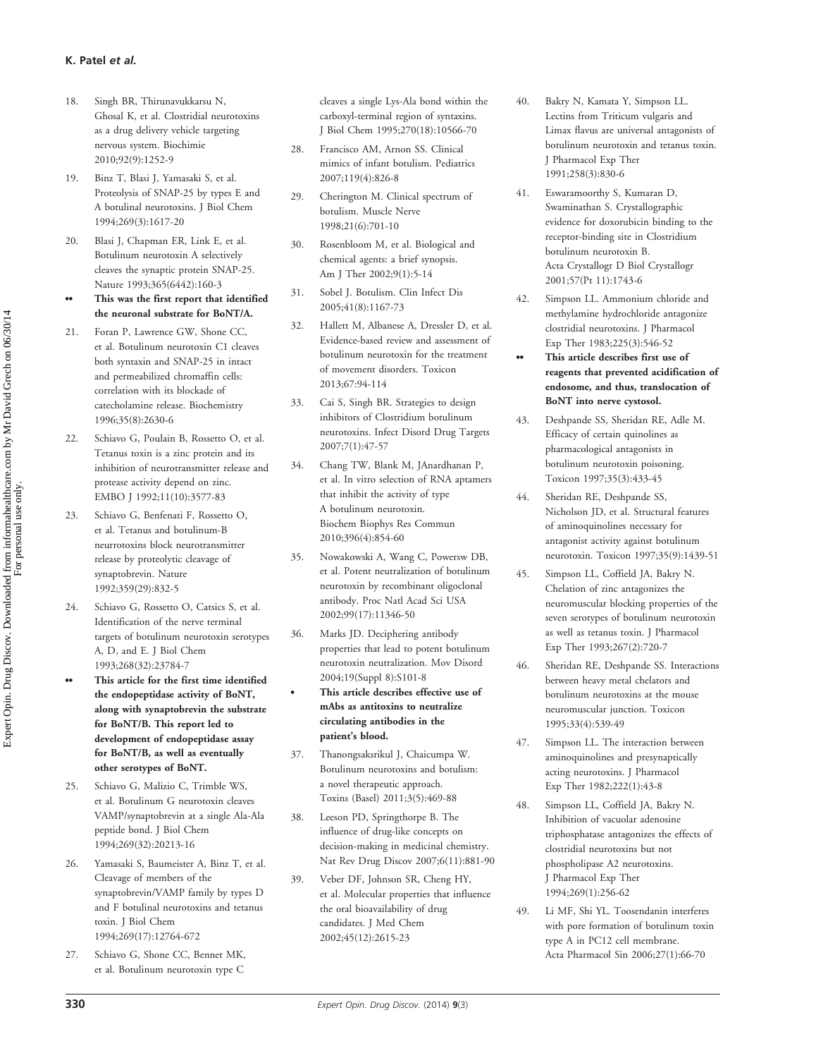18. Singh BR, Thirunavukkarsu N, Ghosal K, et al. Clostridial neurotoxins as a drug delivery vehicle targeting nervous system. Biochimie 2010;92(9):1252-9

19. Binz T, Blasi J, Yamasaki S, et al. Proteolysis of SNAP-25 by types E and A botulinal neurotoxins. J Biol Chem 1994;269(3):1617-20

20. Blasi J, Chapman ER, Link E, et al. Botulinum neurotoxin A selectively cleaves the synaptic protein SNAP-25. Nature 1993;365(6442):160-3

•• **This was the first report that identified the neuronal substrate for BoNT/A.**

21. Foran P, Lawrence GW, Shone CC, et al. Botulinum neurotoxin C1 cleaves both syntaxin and SNAP-25 in intact and permeabilized chromaffin cells: correlation with its blockade of catecholamine release. Biochemistry 1996;35(8):2630-6

22. Schiavo G, Poulain B, Rossetto O, et al. Tetanus toxin is a zinc protein and its inhibition of neurotransmitter release and protease activity depend on zinc. EMBO J 1992;11(10):3577-83

23. Schiavo G, Benfenati F, Rossetto O, et al. Tetanus and botulinum-B neurrotoxins block neurotransmitter release by proteolytic cleavage of synaptobrevin. Nature 1992;359(29):832-5

24. Schiavo G, Rossetto O, Catsics S, et al. Identification of the nerve terminal targets of botulinum neurotoxin serotypes A, D, and E. J Biol Chem 1993;268(32):23784-7

•• **This article for the first time identified the endopeptidase activity of BoNT, along with synaptobrevin the substrate for BoNT/B. This report led to development of endopeptidase assay for BoNT/B, as well as eventually other serotypes of BoNT.**

25. Schiavo G, Malizio C, Trimble WS, et al. Botulinum G neurotoxin cleaves VAMP/synaptobrevin at a single Ala-Ala peptide bond. J Biol Chem 1994;269(32):20213-16

26. Yamasaki S, Baumeister A, Binz T, et al. Cleavage of members of the synaptobrevin/VAMP family by types D and F botulinal neurotoxins and tetanus toxin. J Biol Chem 1994;269(17):12764-672

27. Schiavo G, Shone CC, Bennet MK, et al. Botulinum neurotoxin type C cleaves a single Lys-Ala bond within the carboxyl-terminal region of syntaxins. J Biol Chem 1995;270(18):10566-70

28. Francisco AM, Arnon SS. Clinical mimics of infant botulism. Pediatrics 2007;119(4):826-8

29. Cherington M. Clinical spectrum of botulism. Muscle Nerve 1998;21(6):701-10

30. Rosenbloom M, et al. Biological and chemical agents: a brief synopsis. Am J Ther 2002;9(1):5-14

31. Sobel J. Botulism. Clin Infect Dis 2005;41(8):1167-73

32. Hallett M, Albanese A, Dressler D, et al. Evidence-based review and assessment of botulinum neurotoxin for the treatment of movement disorders. Toxicon 2013;67:94-114

33. Cai S, Singh BR. Strategies to design inhibitors of Clostridium botulinum neurotoxins. Infect Disord Drug Targets 2007;7(1):47-57

34. Chang TW, Blank M, JAnardhanan P, et al. In vitro selection of RNA aptamers that inhibit the activity of type A botulinum neurotoxin. Biochem Biophys Res Commun 2010;396(4):854-60

35. Nowakowski A, Wang C, Powersw DB, et al. Potent neutralization of botulinum neurotoxin by recombinant oligoclonal antibody. Proc Natl Acad Sci USA 2002;99(17):11346-50

36. Marks JD. Deciphering antibody properties that lead to potent botulinum neurotoxin neutralization. Mov Disord 2004;19(Suppl 8):S101-8

• **This article describes effective use of mAbs as antitoxins to neutralize circulating antibodies in the patient's blood.**

37. Thanongsaksrikul J, Chaicumpa W. Botulinum neurotoxins and botulism: a novel therapeutic approach. Toxins (Basel) 2011;3(5):469-88

38. Leeson PD, Springthorpe B. The influence of drug-like concepts on decision-making in medicinal chemistry. Nat Rev Drug Discov 2007;6(11):881-90

39. Veber DF, Johnson SR, Cheng HY, et al. Molecular properties that influence the oral bioavailability of drug candidates. J Med Chem 2002;45(12):2615-23

40. Bakry N, Kamata Y, Simpson LL. Lectins from Triticum vulgaris and Limax flavus are universal antagonists of botulinum neurotoxin and tetanus toxin. J Pharmacol Exp Ther 1991;258(3):830-6

41. Eswaramoorthy S, Kumaran D, Swaminathan S. Crystallographic evidence for doxorubicin binding to the receptor-binding site in Clostridium botulinum neurotoxin B. Acta Crystallogr D Biol Crystallogr 2001;57(Pt 11):1743-6

42. Simpson LL. Ammonium chloride and methylamine hydrochloride antagonize clostridial neurotoxins. J Pharmacol Exp Ther 1983;225(3):546-52

•• **This article describes first use of reagents that prevented acidification of endosome, and thus, translocation of BoNT into nerve cystosol.**

43. Deshpande SS, Sheridan RE, Adle M. Efficacy of certain quinolines as pharmacological antagonists in botulinum neurotoxin poisoning. Toxicon 1997;35(3):433-45

44. Sheridan RE, Deshpande SS, Nicholson JD, et al. Structural features of aminoquinolines necessary for antagonist activity against botulinum neurotoxin. Toxicon 1997;35(9):1439-51

45. Simpson LL, Coffield JA, Bakry N. Chelation of zinc antagonizes the neuromuscular blocking properties of the seven serotypes of botulinum neurotoxin as well as tetanus toxin. J Pharmacol Exp Ther 1993;267(2):720-7

46. Sheridan RE, Deshpande SS. Interactions between heavy metal chelators and botulinum neurotoxins at the mouse neuromuscular junction. Toxicon 1995;33(4):539-49

47. Simpson LL. The interaction between aminoquinolines and presynaptically acting neurotoxins. J Pharmacol Exp Ther 1982;222(1):43-8

48. Simpson LL, Coffield JA, Bakry N. Inhibition of vacuolar adenosine triphosphatase antagonizes the effects of clostridial neurotoxins but not phospholipase A2 neurotoxins. J Pharmacol Exp Ther 1994;269(1):256-62

49. Li MF, Shi YL. Toosendanin interferes with pore formation of botulinum toxin type A in PC12 cell membrane. Acta Pharmacol Sin 2006;27(1):66-70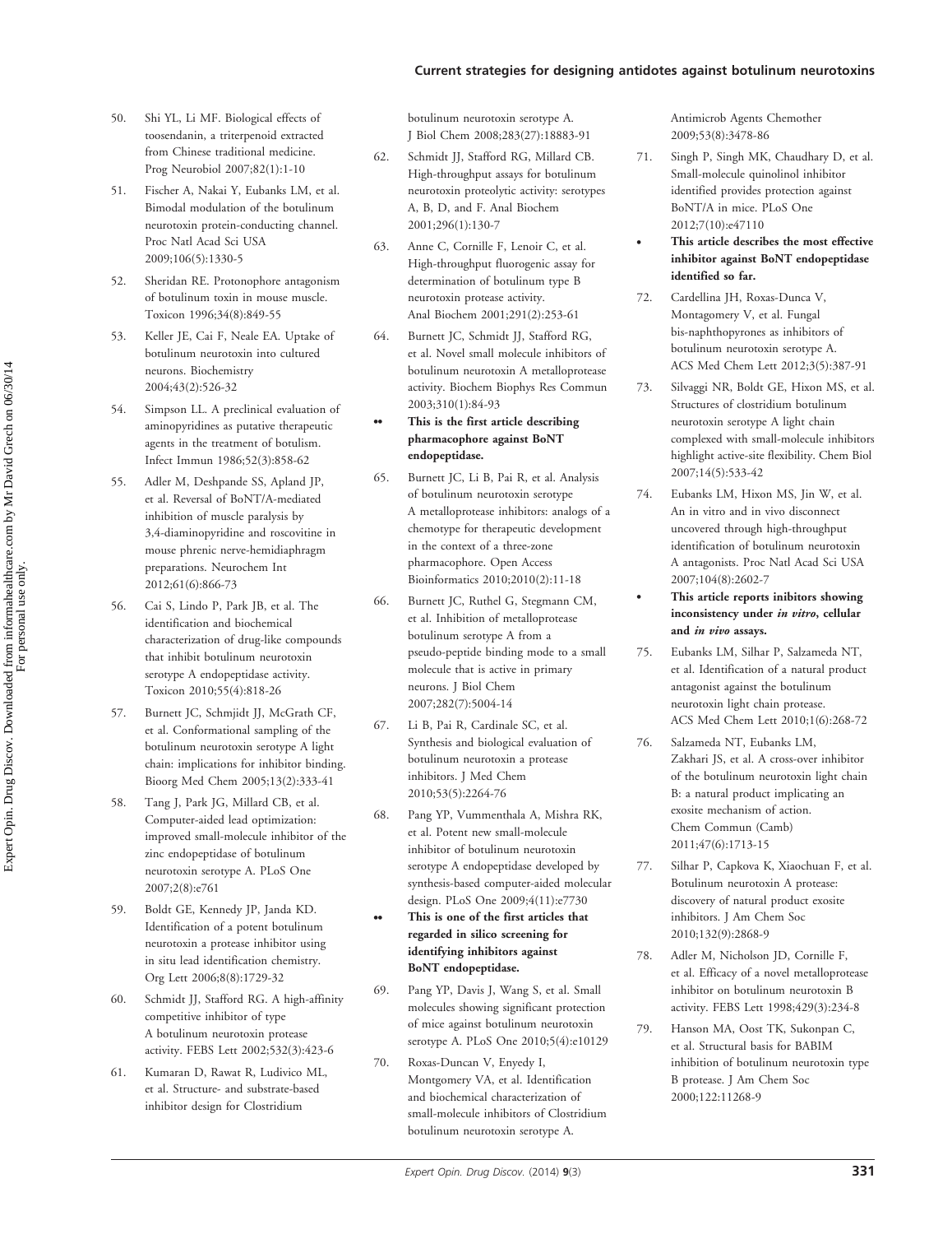50. Shi YL, Li MF. Biological effects of toosendanin, a triterpenoid extracted from Chinese traditional medicine. Prog Neurobiol 2007;82(1):1-10

51. Fischer A, Nakai Y, Eubanks LM, et al. Bimodal modulation of the botulinum neurotoxin protein-conducting channel. Proc Natl Acad Sci USA 2009;106(5):1330-5

52. Sheridan RE. Protonophore antagonism of botulinum toxin in mouse muscle. Toxicon 1996;34(8):849-55

53. Keller JE, Cai F, Neale EA. Uptake of botulinum neurotoxin into cultured neurons. Biochemistry 2004;43(2):526-32

54. Simpson LL. A preclinical evaluation of aminopyridines as putative therapeutic agents in the treatment of botulism. Infect Immun 1986;52(3):858-62

55. Adler M, Deshpande SS, Apland JP, et al. Reversal of BoNT/A-mediated inhibition of muscle paralysis by 3,4-diaminopyridine and roscovitine in mouse phrenic nerve-hemidiaphragm preparations. Neurochem Int 2012;61(6):866-73

56. Cai S, Lindo P, Park JB, et al. The identification and biochemical characterization of drug-like compounds that inhibit botulinum neurotoxin serotype A endopeptidase activity. Toxicon 2010;55(4):818-26

57. Burnett JC, Schmjidt JJ, McGrath CF, et al. Conformational sampling of the botulinum neurotoxin serotype A light chain: implications for inhibitor binding. Bioorg Med Chem 2005;13(2):333-41

58. Tang J, Park JG, Millard CB, et al. Computer-aided lead optimization: improved small-molecule inhibitor of the zinc endopeptidase of botulinum neurotoxin serotype A. PLoS One 2007;2(8):e761

59. Boldt GE, Kennedy JP, Janda KD. Identification of a potent botulinum neurotoxin a protease inhibitor using in situ lead identification chemistry. Org Lett 2006;8(8):1729-32

60. Schmidt JJ, Stafford RG. A high-affinity competitive inhibitor of type A botulinum neurotoxin protease activity. FEBS Lett 2002;532(3):423-6

61. Kumaran D, Rawat R, Ludivico ML, et al. Structure- and substrate-based inhibitor design for Clostridium botulinum neurotoxin serotype A. J Biol Chem 2008;283(27):18883-91

62. Schmidt JJ, Stafford RG, Millard CB. High-throughput assays for botulinum neurotoxin proteolytic activity: serotypes A, B, D, and F. Anal Biochem 2001;296(1):130-7

63. Anne C, Cornille F, Lenoir C, et al. High-throughput fluorogenic assay for determination of botulinum type B neurotoxin protease activity. Anal Biochem 2001;291(2):253-61

64. Burnett JC, Schmidt JJ, Stafford RG, et al. Novel small molecule inhibitors of botulinum neurotoxin A metalloprotease activity. Biochem Biophys Res Commun 2003;310(1):84-93
   - •• **This is the first article describing pharmacophore against BoNT endopeptidase.**

65. Burnett JC, Li B, Pai R, et al. Analysis of botulinum neurotoxin serotype A metalloprotease inhibitors: analogs of a chemotype for therapeutic development in the context of a three-zone pharmacophore. Open Access Bioinformatics 2010;2010(2):11-18

66. Burnett JC, Ruthel G, Stegmann CM, et al. Inhibition of metalloprotease botulinum serotype A from a pseudo-peptide binding mode to a small molecule that is active in primary neurons. J Biol Chem 2007;282(7):5004-14

67. Li B, Pai R, Cardinale SC, et al. Synthesis and biological evaluation of botulinum neurotoxin a protease inhibitors. J Med Chem 2010;53(5):2264-76

68. Pang YP, Vummenthala A, Mishra RK, et al. Potent new small-molecule inhibitor of botulinum neurotoxin serotype A endopeptidase developed by synthesis-based computer-aided molecular design. PLoS One 2009;4(11):e7730
   - •• **This is one of the first articles that regarded in silico screening for identifying inhibitors against BoNT endopeptidase.**

69. Pang YP, Davis J, Wang S, et al. Small molecules showing significant protection of mice against botulinum neurotoxin serotype A. PLoS One 2010;5(4):e10129

70. Roxas-Duncan V, Enyedy I, Montgomery VA, et al. Identification and biochemical characterization of small-molecule inhibitors of Clostridium botulinum neurotoxin serotype A. Antimicrob Agents Chemother 2009;53(8):3478-86

71. Singh P, Singh MK, Chaudhary D, et al. Small-molecule quinolinol inhibitor identified provides protection against BoNT/A in mice. PLoS One 2012;7(10):e47110
   - • **This article describes the most effective inhibitor against BoNT endopeptidase identified so far.**

72. Cardellina JH, Roxas-Dunca V, Montagomery V, et al. Fungal bis-naphthopyrones as inhibitors of botulinum neurotoxin serotype A. ACS Med Chem Lett 2012;3(5):387-91

73. Silvaggi NR, Boldt GE, Hixon MS, et al. Structures of clostridium botulinum neurotoxin serotype A light chain complexed with small-molecule inhibitors highlight active-site flexibility. Chem Biol 2007;14(5):533-42

74. Eubanks LM, Hixon MS, Jin W, et al. An in vitro and in vivo disconnect uncovered through high-throughput identification of botulinum neurotoxin A antagonists. Proc Natl Acad Sci USA 2007;104(8):2602-7
   - • **This article reports inibitors showing inconsistency under *in vitro*, cellular and *in vivo* assays.**

75. Eubanks LM, Silhar P, Salzameda NT, et al. Identification of a natural product antagonist against the botulinum neurotoxin light chain protease. ACS Med Chem Lett 2010;1(6):268-72

76. Salzameda NT, Eubanks LM, Zakhari JS, et al. A cross-over inhibitor of the botulinum neurotoxin light chain B: a natural product implicating an exosite mechanism of action. Chem Commun (Camb) 2011;47(6):1713-15

77. Silhar P, Capkova K, Xiaochuan F, et al. Botulinum neurotoxin A protease: discovery of natural product exosite inhibitors. J Am Chem Soc 2010;132(9):2868-9

78. Adler M, Nicholson JD, Cornille F, et al. Efficacy of a novel metalloprotease inhibitor on botulinum neurotoxin B activity. FEBS Lett 1998;429(3):234-8

79. Hanson MA, Oost TK, Sukonpan C, et al. Structural basis for BABIM inhibition of botulinum neurotoxin type B protease. J Am Chem Soc 2000;122:11268-9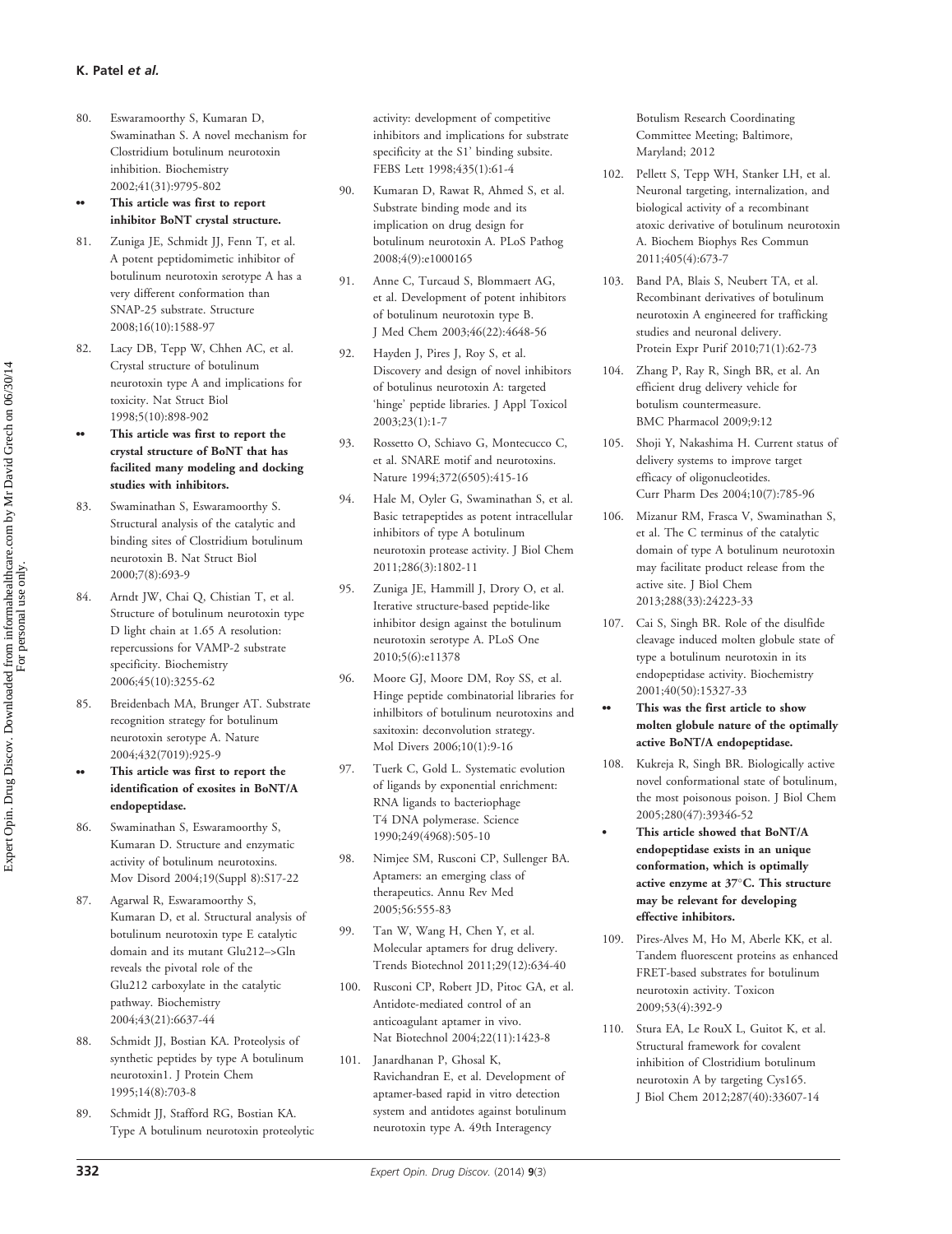80. Eswaramoorthy S, Kumaran D, Swaminathan S. A novel mechanism for Clostridium botulinum neurotoxin inhibition. Biochemistry 2002;41(31):9795-802

•• **This article was first to report inhibitor BoNT crystal structure.**

81. Zuniga JE, Schmidt JJ, Fenn T, et al. A potent peptidomimetic inhibitor of botulinum neurotoxin serotype A has a very different conformation than SNAP-25 substrate. Structure 2008;16(10):1588-97

82. Lacy DB, Tepp W, Chhen AC, et al. Crystal structure of botulinum neurotoxin type A and implications for toxicity. Nat Struct Biol 1998;5(10):898-902

•• **This article was first to report the crystal structure of BoNT that has facilited many modeling and docking studies with inhibitors.**

83. Swaminathan S, Eswaramoorthy S. Structural analysis of the catalytic and binding sites of Clostridium botulinum neurotoxin B. Nat Struct Biol 2000;7(8):693-9

84. Arndt JW, Chai Q, Chistian T, et al. Structure of botulinum neurotoxin type D light chain at 1.65 A resolution: repercussions for VAMP-2 substrate specificity. Biochemistry 2006;45(10):3255-62

85. Breidenbach MA, Brunger AT. Substrate recognition strategy for botulinum neurotoxin serotype A. Nature 2004;432(7019):925-9

•• **This article was first to report the identification of exosites in BoNT/A endopeptidase.**

86. Swaminathan S, Eswaramoorthy S, Kumaran D. Structure and enzymatic activity of botulinum neurotoxins. Mov Disord 2004;19(Suppl 8):S17-22

87. Agarwal R, Eswaramoorthy S, Kumaran D, et al. Structural analysis of botulinum neurotoxin type E catalytic domain and its mutant Glu212–>Gln reveals the pivotal role of the Glu212 carboxylate in the catalytic pathway. Biochemistry 2004;43(21):6637-44

88. Schmidt JJ, Bostian KA. Proteolysis of synthetic peptides by type A botulinum neurotoxin1. J Protein Chem 1995;14(8):703-8

89. Schmidt JJ, Stafford RG, Bostian KA. Type A botulinum neurotoxin proteolytic activity: development of competitive inhibitors and implications for substrate specificity at the S1' binding subsite. FEBS Lett 1998;435(1):61-4

90. Kumaran D, Rawat R, Ahmed S, et al. Substrate binding mode and its implication on drug design for botulinum neurotoxin A. PLoS Pathog 2008;4(9):e1000165

91. Anne C, Turcaud S, Blommaert AG, et al. Development of potent inhibitors of botulinum neurotoxin type B. J Med Chem 2003;46(22):4648-56

92. Hayden J, Pires J, Roy S, et al. Discovery and design of novel inhibitors of botulinus neurotoxin A: targeted 'hinge' peptide libraries. J Appl Toxicol 2003;23(1):1-7

93. Rossetto O, Schiavo G, Montecucco C, et al. SNARE motif and neurotoxins. Nature 1994;372(6505):415-16

94. Hale M, Oyler G, Swaminathan S, et al. Basic tetrapeptides as potent intracellular inhibitors of type A botulinum neurotoxin protease activity. J Biol Chem 2011;286(3):1802-11

95. Zuniga JE, Hammill J, Drory O, et al. Iterative structure-based peptide-like inhibitor design against the botulinum neurotoxin serotype A. PLoS One 2010;5(6):e11378

96. Moore GJ, Moore DM, Roy SS, et al. Hinge peptide combinatorial libraries for inhilbitors of botulinum neurotoxins and saxitoxin: deconvolution strategy. Mol Divers 2006;10(1):9-16

97. Tuerk C, Gold L. Systematic evolution of ligands by exponential enrichment: RNA ligands to bacteriophage T4 DNA polymerase. Science 1990;249(4968):505-10

98. Nimjee SM, Rusconi CP, Sullenger BA. Aptamers: an emerging class of therapeutics. Annu Rev Med 2005;56:555-83

99. Tan W, Wang H, Chen Y, et al. Molecular aptamers for drug delivery. Trends Biotechnol 2011;29(12):634-40

100. Rusconi CP, Robert JD, Pitoc GA, et al. Antidote-mediated control of an anticoagulant aptamer in vivo. Nat Biotechnol 2004;22(11):1423-8

101. Janardhanan P, Ghosal K, Ravichandran E, et al. Development of aptamer-based rapid in vitro detection system and antidotes against botulinum neurotoxin type A. 49th Interagency Botulism Research Coordinating Committee Meeting; Baltimore, Maryland; 2012

102. Pellett S, Tepp WH, Stanker LH, et al. Neuronal targeting, internalization, and biological activity of a recombinant atoxic derivative of botulinum neurotoxin A. Biochem Biophys Res Commun 2011;405(4):673-7

103. Band PA, Blais S, Neubert TA, et al. Recombinant derivatives of botulinum neurotoxin A engineered for trafficking studies and neuronal delivery. Protein Expr Purif 2010;71(1):62-73

104. Zhang P, Ray R, Singh BR, et al. An efficient drug delivery vehicle for botulism countermeasure. BMC Pharmacol 2009;9:12

105. Shoji Y, Nakashima H. Current status of delivery systems to improve target efficacy of oligonucleotides. Curr Pharm Des 2004;10(7):785-96

106. Mizanur RM, Frasca V, Swaminathan S, et al. The C terminus of the catalytic domain of type A botulinum neurotoxin may facilitate product release from the active site. J Biol Chem 2013;288(33):24223-33

107. Cai S, Singh BR. Role of the disulfide cleavage induced molten globule state of type a botulinum neurotoxin in its endopeptidase activity. Biochemistry 2001;40(50):15327-33

•• **This was the first article to show molten globule nature of the optimally active BoNT/A endopeptidase.**

108. Kukreja R, Singh BR. Biologically active novel conformational state of botulinum, the most poisonous poison. J Biol Chem 2005;280(47):39346-52

• **This article showed that BoNT/A endopeptidase exists in an unique conformation, which is optimally active enzyme at 37°C. This structure may be relevant for developing effective inhibitors.**

109. Pires-Alves M, Ho M, Aberle KK, et al. Tandem fluorescent proteins as enhanced FRET-based substrates for botulinum neurotoxin activity. Toxicon 2009;53(4):392-9

110. Stura EA, Le RouX L, Guitot K, et al. Structural framework for covalent inhibition of Clostridium botulinum neurotoxin A by targeting Cys165. J Biol Chem 2012;287(40):33607-14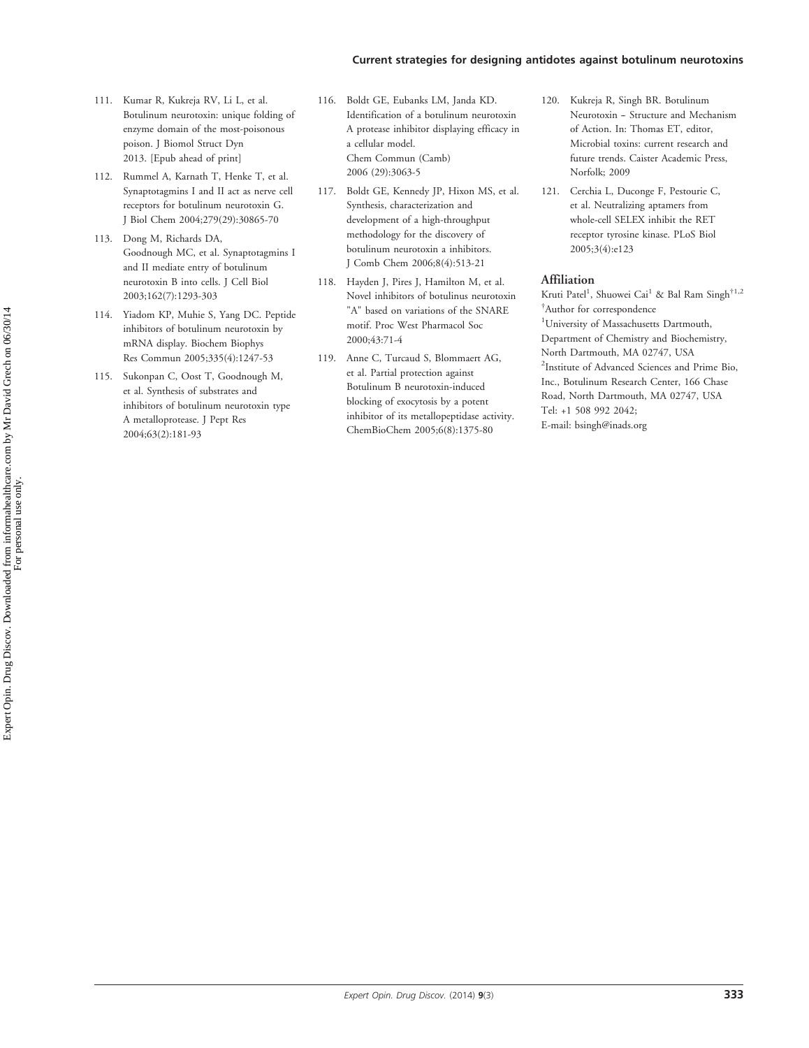111. Kumar R, Kukreja RV, Li L, et al. Botulinum neurotoxin: unique folding of enzyme domain of the most-poisonous poison. J Biomol Struct Dyn 2013. [Epub ahead of print]

112. Rummel A, Karnath T, Henke T, et al. Synaptotagmins I and II act as nerve cell receptors for botulinum neurotoxin G. J Biol Chem 2004;279(29):30865-70

113. Dong M, Richards DA, Goodnough MC, et al. Synaptotagmins I and II mediate entry of botulinum neurotoxin B into cells. J Cell Biol 2003;162(7):1293-303

114. Yiadom KP, Muhie S, Yang DC. Peptide inhibitors of botulinum neurotoxin by mRNA display. Biochem Biophys Res Commun 2005;335(4):1247-53

115. Sukonpan C, Oost T, Goodnough M, et al. Synthesis of substrates and inhibitors of botulinum neurotoxin type A metalloprotease. J Pept Res 2004;63(2):181-93

116. Boldt GE, Eubanks LM, Janda KD. Identification of a botulinum neurotoxin A protease inhibitor displaying efficacy in a cellular model. Chem Commun (Camb) 2006 (29):3063-5

117. Boldt GE, Kennedy JP, Hixon MS, et al. Synthesis, characterization and development of a high-throughput methodology for the discovery of botulinum neurotoxin a inhibitors. J Comb Chem 2006;8(4):513-21

118. Hayden J, Pires J, Hamilton M, et al. Novel inhibitors of botulinus neurotoxin "A" based on variations of the SNARE motif. Proc West Pharmacol Soc 2000;43:71-4

119. Anne C, Turcaud S, Blommaert AG, et al. Partial protection against Botulinum B neurotoxin-induced blocking of exocytosis by a potent inhibitor of its metallopeptidase activity. ChemBioChem 2005;6(8):1375-80

120. Kukreja R, Singh BR. Botulinum Neurotoxin – Structure and Mechanism of Action. In: Thomas ET, editor, Microbial toxins: current research and future trends. Caister Academic Press, Norfolk; 2009

121. Cerchia L, Duconge F, Pestourie C, et al. Neutralizing aptamers from whole-cell SELEX inhibit the RET receptor tyrosine kinase. PLoS Biol 2005;3(4):e123

## Affiliation

Kruti Patel[1], Shuowei Cai[1] & Bal Ram Singh[†1,2]
[†]Author for correspondence
[1]University of Massachusetts Dartmouth, Department of Chemistry and Biochemistry, North Dartmouth, MA 02747, USA
[2]Institute of Advanced Sciences and Prime Bio, Inc., Botulinum Research Center, 166 Chase Road, North Dartmouth, MA 02747, USA
Tel: +1 508 992 2042;
E-mail: bsingh@inads.org